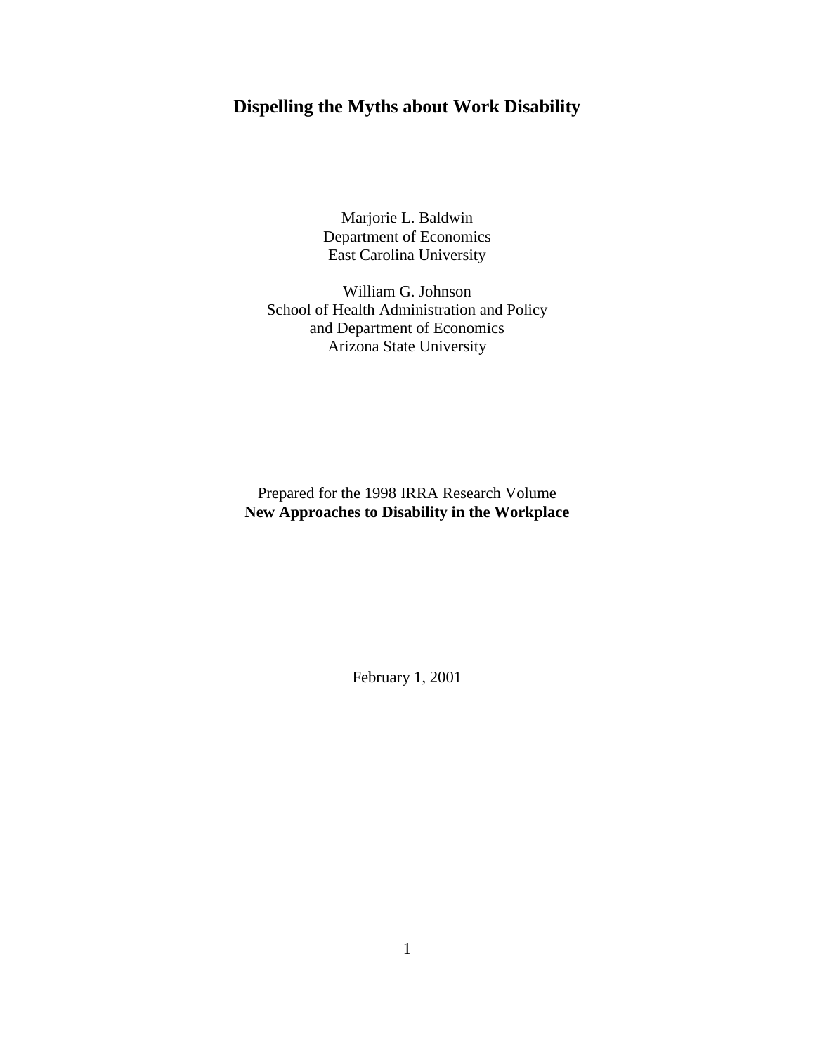# Dispelling the Myths about Work Disability

Marjorie L. Baldwin
Department of Economics
East Carolina University

William G. Johnson
School of Health Administration and Policy
and Department of Economics
Arizona State University

Prepared for the 1998 IRRA Research Volume
**New Approaches to Disability in the Workplace**

February 1, 2001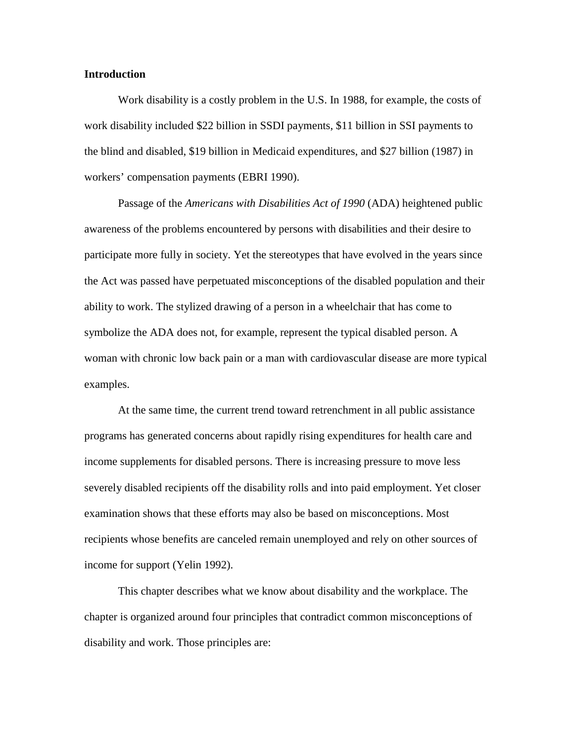**Introduction**

Work disability is a costly problem in the U.S. In 1988, for example, the costs of work disability included $22 billion in SSDI payments, $11 billion in SSI payments to the blind and disabled, $19 billion in Medicaid expenditures, and $27 billion (1987) in workers' compensation payments (EBRI 1990).

Passage of the *Americans with Disabilities Act of 1990* (ADA) heightened public awareness of the problems encountered by persons with disabilities and their desire to participate more fully in society. Yet the stereotypes that have evolved in the years since the Act was passed have perpetuated misconceptions of the disabled population and their ability to work. The stylized drawing of a person in a wheelchair that has come to symbolize the ADA does not, for example, represent the typical disabled person. A woman with chronic low back pain or a man with cardiovascular disease are more typical examples.

At the same time, the current trend toward retrenchment in all public assistance programs has generated concerns about rapidly rising expenditures for health care and income supplements for disabled persons. There is increasing pressure to move less severely disabled recipients off the disability rolls and into paid employment. Yet closer examination shows that these efforts may also be based on misconceptions. Most recipients whose benefits are canceled remain unemployed and rely on other sources of income for support (Yelin 1992).

This chapter describes what we know about disability and the workplace. The chapter is organized around four principles that contradict common misconceptions of disability and work. Those principles are: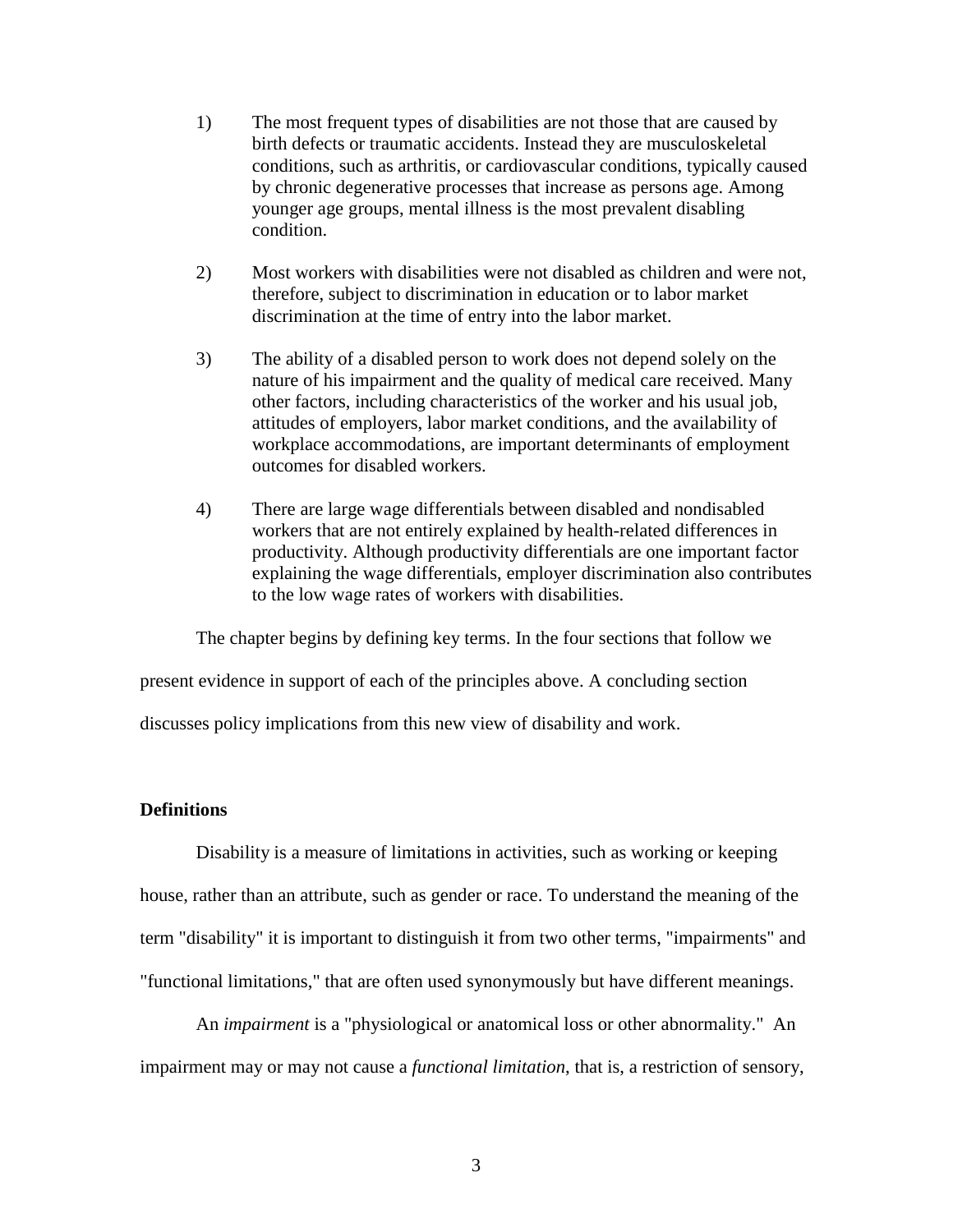1) The most frequent types of disabilities are not those that are caused by birth defects or traumatic accidents. Instead they are musculoskeletal conditions, such as arthritis, or cardiovascular conditions, typically caused by chronic degenerative processes that increase as persons age. Among younger age groups, mental illness is the most prevalent disabling condition.

2) Most workers with disabilities were not disabled as children and were not, therefore, subject to discrimination in education or to labor market discrimination at the time of entry into the labor market.

3) The ability of a disabled person to work does not depend solely on the nature of his impairment and the quality of medical care received. Many other factors, including characteristics of the worker and his usual job, attitudes of employers, labor market conditions, and the availability of workplace accommodations, are important determinants of employment outcomes for disabled workers.

4) There are large wage differentials between disabled and nondisabled workers that are not entirely explained by health-related differences in productivity. Although productivity differentials are one important factor explaining the wage differentials, employer discrimination also contributes to the low wage rates of workers with disabilities.

The chapter begins by defining key terms. In the four sections that follow we present evidence in support of each of the principles above. A concluding section discusses policy implications from this new view of disability and work.

**Definitions**

Disability is a measure of limitations in activities, such as working or keeping house, rather than an attribute, such as gender or race. To understand the meaning of the term "disability" it is important to distinguish it from two other terms, "impairments" and "functional limitations," that are often used synonymously but have different meanings.

An *impairment* is a "physiological or anatomical loss or other abnormality." An impairment may or may not cause a *functional limitation*, that is, a restriction of sensory,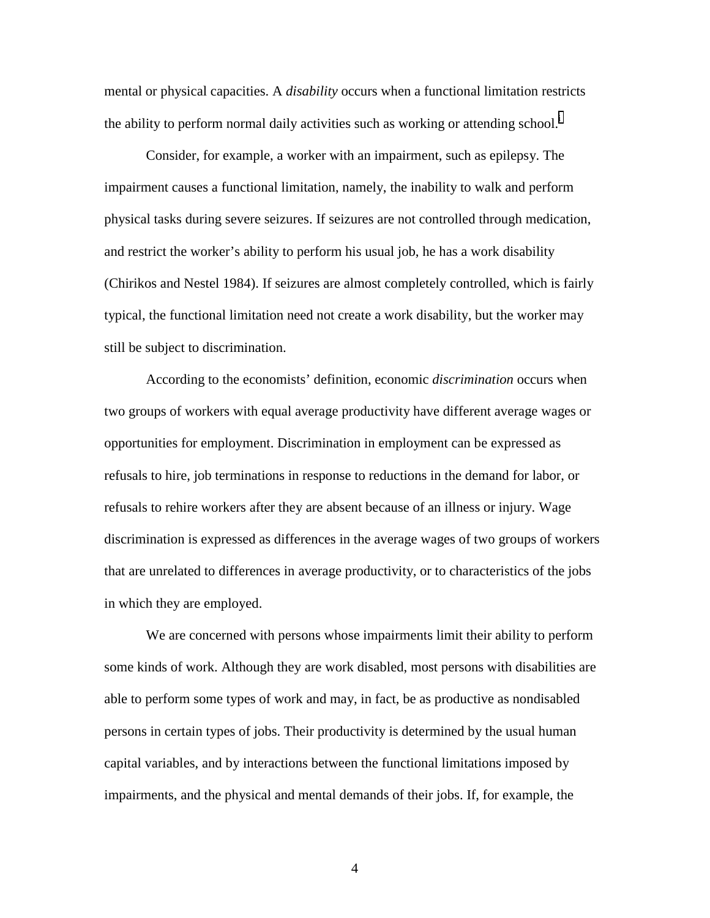mental or physical capacities. A *disability* occurs when a functional limitation restricts the ability to perform normal daily activities such as working or attending school.[1]

Consider, for example, a worker with an impairment, such as epilepsy. The impairment causes a functional limitation, namely, the inability to walk and perform physical tasks during severe seizures. If seizures are not controlled through medication, and restrict the worker's ability to perform his usual job, he has a work disability (Chirikos and Nestel 1984). If seizures are almost completely controlled, which is fairly typical, the functional limitation need not create a work disability, but the worker may still be subject to discrimination.

According to the economists' definition, economic *discrimination* occurs when two groups of workers with equal average productivity have different average wages or opportunities for employment. Discrimination in employment can be expressed as refusals to hire, job terminations in response to reductions in the demand for labor, or refusals to rehire workers after they are absent because of an illness or injury. Wage discrimination is expressed as differences in the average wages of two groups of workers that are unrelated to differences in average productivity, or to characteristics of the jobs in which they are employed.

We are concerned with persons whose impairments limit their ability to perform some kinds of work. Although they are work disabled, most persons with disabilities are able to perform some types of work and may, in fact, be as productive as nondisabled persons in certain types of jobs. Their productivity is determined by the usual human capital variables, and by interactions between the functional limitations imposed by impairments, and the physical and mental demands of their jobs. If, for example, the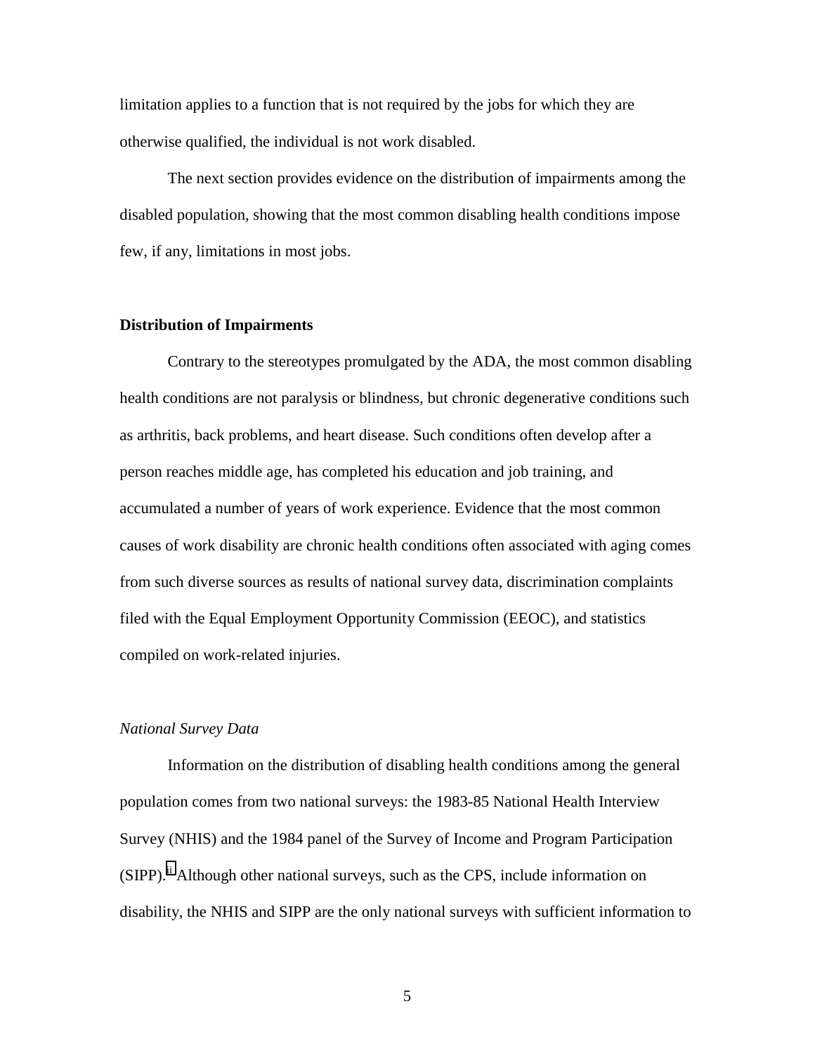limitation applies to a function that is not required by the jobs for which they are otherwise qualified, the individual is not work disabled.

The next section provides evidence on the distribution of impairments among the disabled population, showing that the most common disabling health conditions impose few, if any, limitations in most jobs.

## Distribution of Impairments

Contrary to the stereotypes promulgated by the ADA, the most common disabling health conditions are not paralysis or blindness, but chronic degenerative conditions such as arthritis, back problems, and heart disease. Such conditions often develop after a person reaches middle age, has completed his education and job training, and accumulated a number of years of work experience. Evidence that the most common causes of work disability are chronic health conditions often associated with aging comes from such diverse sources as results of national survey data, discrimination complaints filed with the Equal Employment Opportunity Commission (EEOC), and statistics compiled on work-related injuries.

### *National Survey Data*

Information on the distribution of disabling health conditions among the general population comes from two national surveys: the 1983-85 National Health Interview Survey (NHIS) and the 1984 panel of the Survey of Income and Program Participation (SIPP).[ii] Although other national surveys, such as the CPS, include information on disability, the NHIS and SIPP are the only national surveys with sufficient information to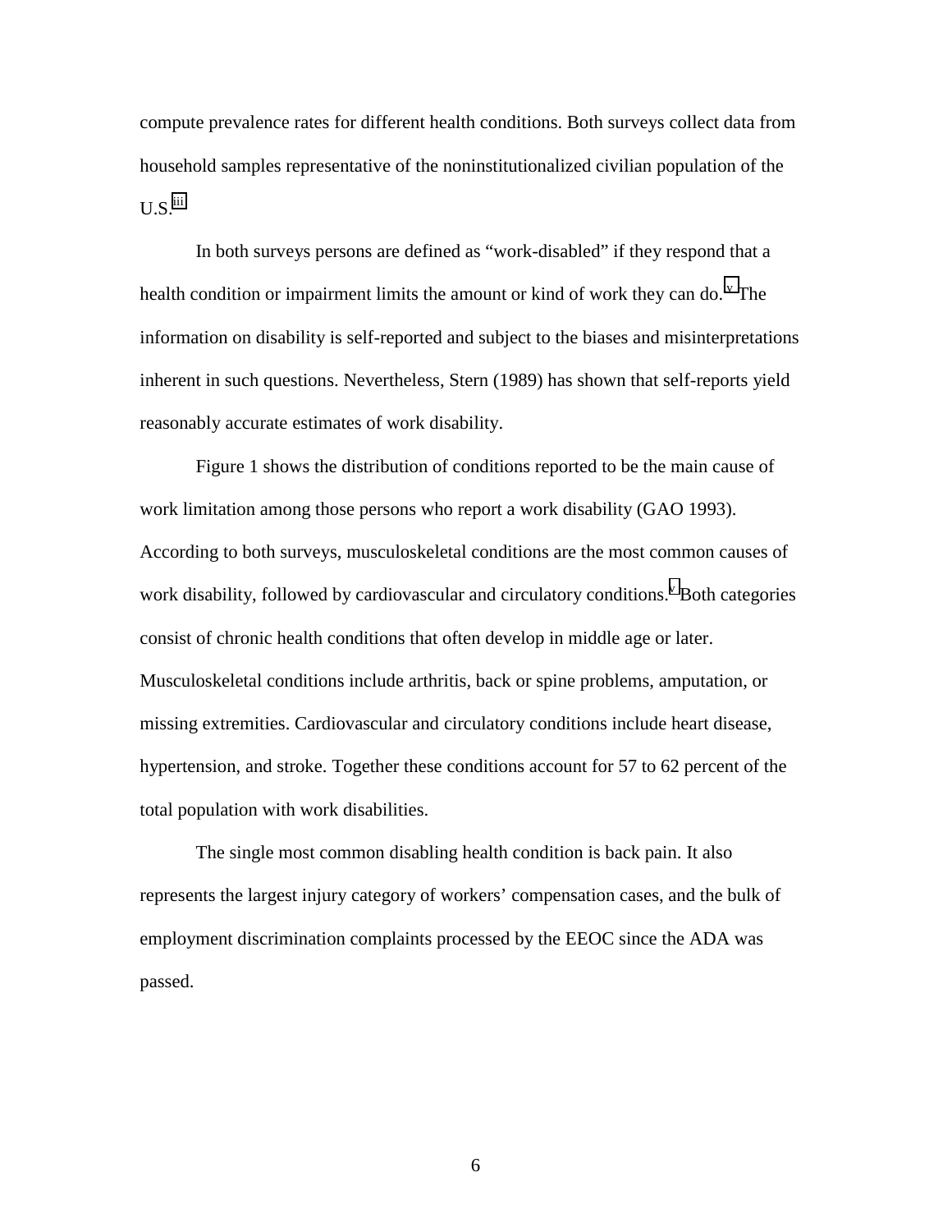compute prevalence rates for different health conditions. Both surveys collect data from household samples representative of the noninstitutionalized civilian population of the U.S.[iii]

In both surveys persons are defined as "work-disabled" if they respond that a health condition or impairment limits the amount or kind of work they can do.[iv] The information on disability is self-reported and subject to the biases and misinterpretations inherent in such questions. Nevertheless, Stern (1989) has shown that self-reports yield reasonably accurate estimates of work disability.

Figure 1 shows the distribution of conditions reported to be the main cause of work limitation among those persons who report a work disability (GAO 1993). According to both surveys, musculoskeletal conditions are the most common causes of work disability, followed by cardiovascular and circulatory conditions.[v] Both categories consist of chronic health conditions that often develop in middle age or later. Musculoskeletal conditions include arthritis, back or spine problems, amputation, or missing extremities. Cardiovascular and circulatory conditions include heart disease, hypertension, and stroke. Together these conditions account for 57 to 62 percent of the total population with work disabilities.

The single most common disabling health condition is back pain. It also represents the largest injury category of workers' compensation cases, and the bulk of employment discrimination complaints processed by the EEOC since the ADA was passed.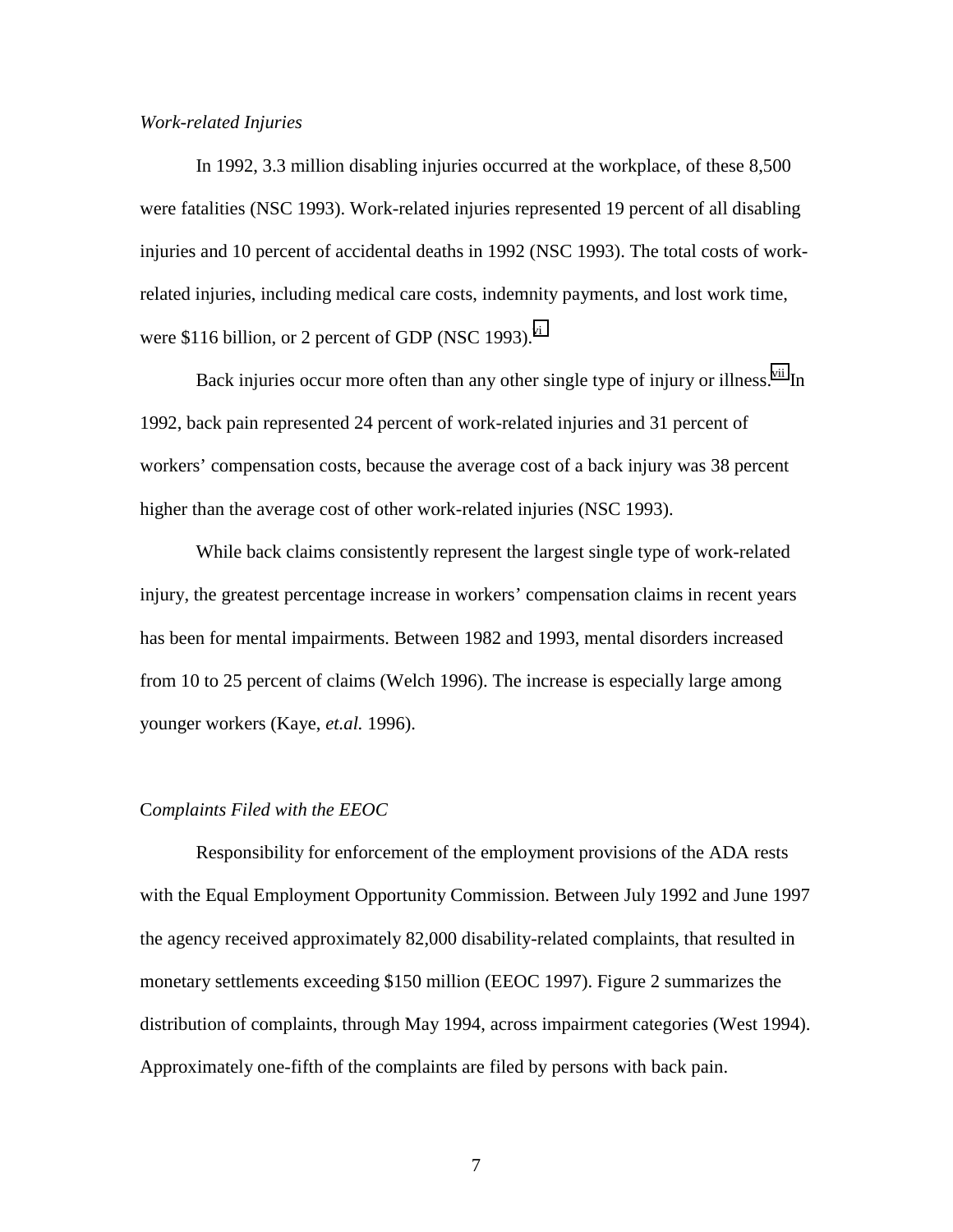*Work-related Injuries*

In 1992, 3.3 million disabling injuries occurred at the workplace, of these 8,500 were fatalities (NSC 1993). Work-related injuries represented 19 percent of all disabling injuries and 10 percent of accidental deaths in 1992 (NSC 1993). The total costs of work-related injuries, including medical care costs, indemnity payments, and lost work time, were $116 billion, or 2 percent of GDP (NSC 1993).[vi]

Back injuries occur more often than any other single type of injury or illness.[vii] In 1992, back pain represented 24 percent of work-related injuries and 31 percent of workers' compensation costs, because the average cost of a back injury was 38 percent higher than the average cost of other work-related injuries (NSC 1993).

While back claims consistently represent the largest single type of work-related injury, the greatest percentage increase in workers' compensation claims in recent years has been for mental impairments. Between 1982 and 1993, mental disorders increased from 10 to 25 percent of claims (Welch 1996). The increase is especially large among younger workers (Kaye, *et.al.* 1996).

*Complaints Filed with the EEOC*

Responsibility for enforcement of the employment provisions of the ADA rests with the Equal Employment Opportunity Commission. Between July 1992 and June 1997 the agency received approximately 82,000 disability-related complaints, that resulted in monetary settlements exceeding $150 million (EEOC 1997). Figure 2 summarizes the distribution of complaints, through May 1994, across impairment categories (West 1994). Approximately one-fifth of the complaints are filed by persons with back pain.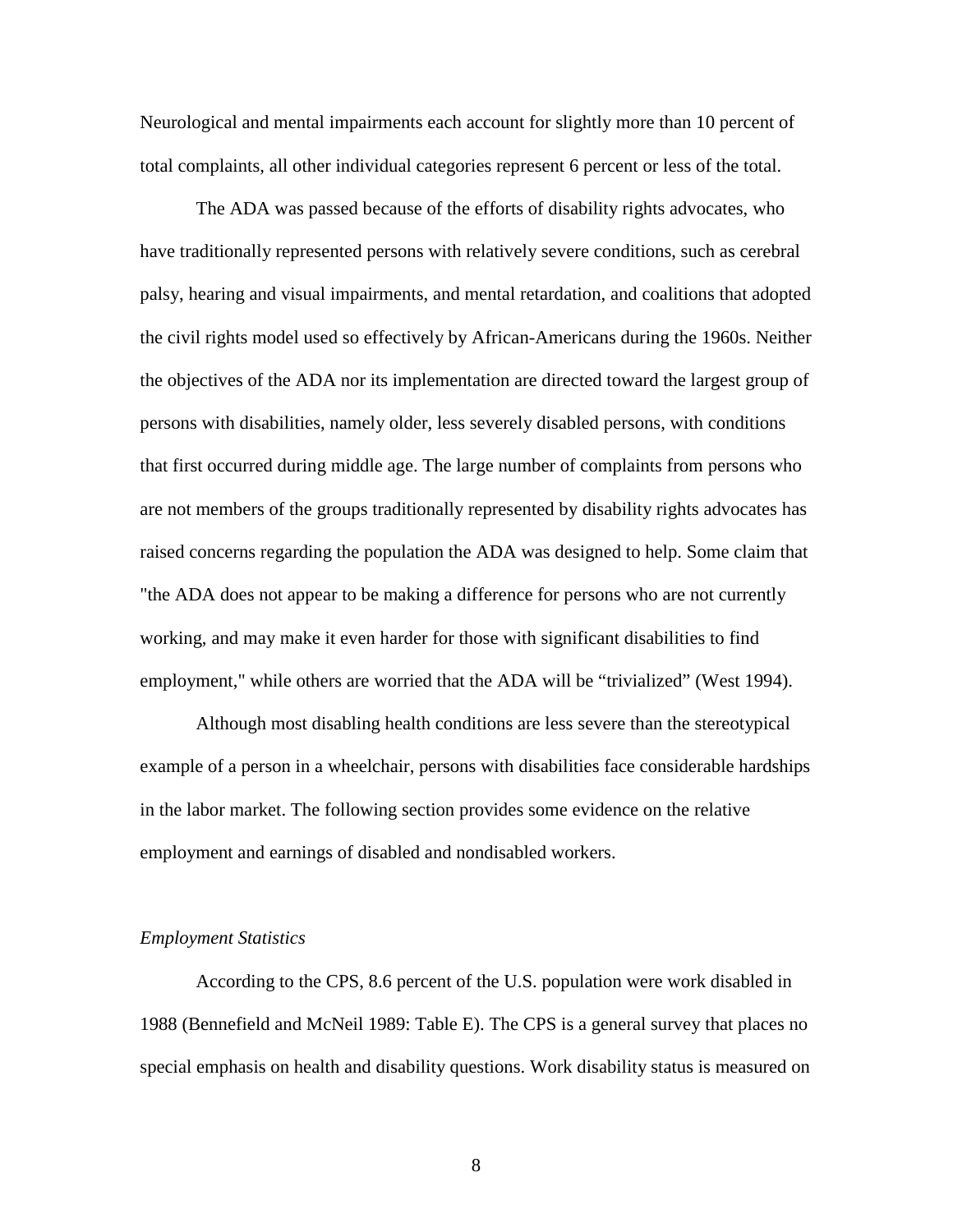Neurological and mental impairments each account for slightly more than 10 percent of total complaints, all other individual categories represent 6 percent or less of the total.

The ADA was passed because of the efforts of disability rights advocates, who have traditionally represented persons with relatively severe conditions, such as cerebral palsy, hearing and visual impairments, and mental retardation, and coalitions that adopted the civil rights model used so effectively by African-Americans during the 1960s. Neither the objectives of the ADA nor its implementation are directed toward the largest group of persons with disabilities, namely older, less severely disabled persons, with conditions that first occurred during middle age. The large number of complaints from persons who are not members of the groups traditionally represented by disability rights advocates has raised concerns regarding the population the ADA was designed to help. Some claim that "the ADA does not appear to be making a difference for persons who are not currently working, and may make it even harder for those with significant disabilities to find employment," while others are worried that the ADA will be "trivialized" (West 1994).

Although most disabling health conditions are less severe than the stereotypical example of a person in a wheelchair, persons with disabilities face considerable hardships in the labor market. The following section provides some evidence on the relative employment and earnings of disabled and nondisabled workers.

*Employment Statistics*

According to the CPS, 8.6 percent of the U.S. population were work disabled in 1988 (Bennefield and McNeil 1989: Table E). The CPS is a general survey that places no special emphasis on health and disability questions. Work disability status is measured on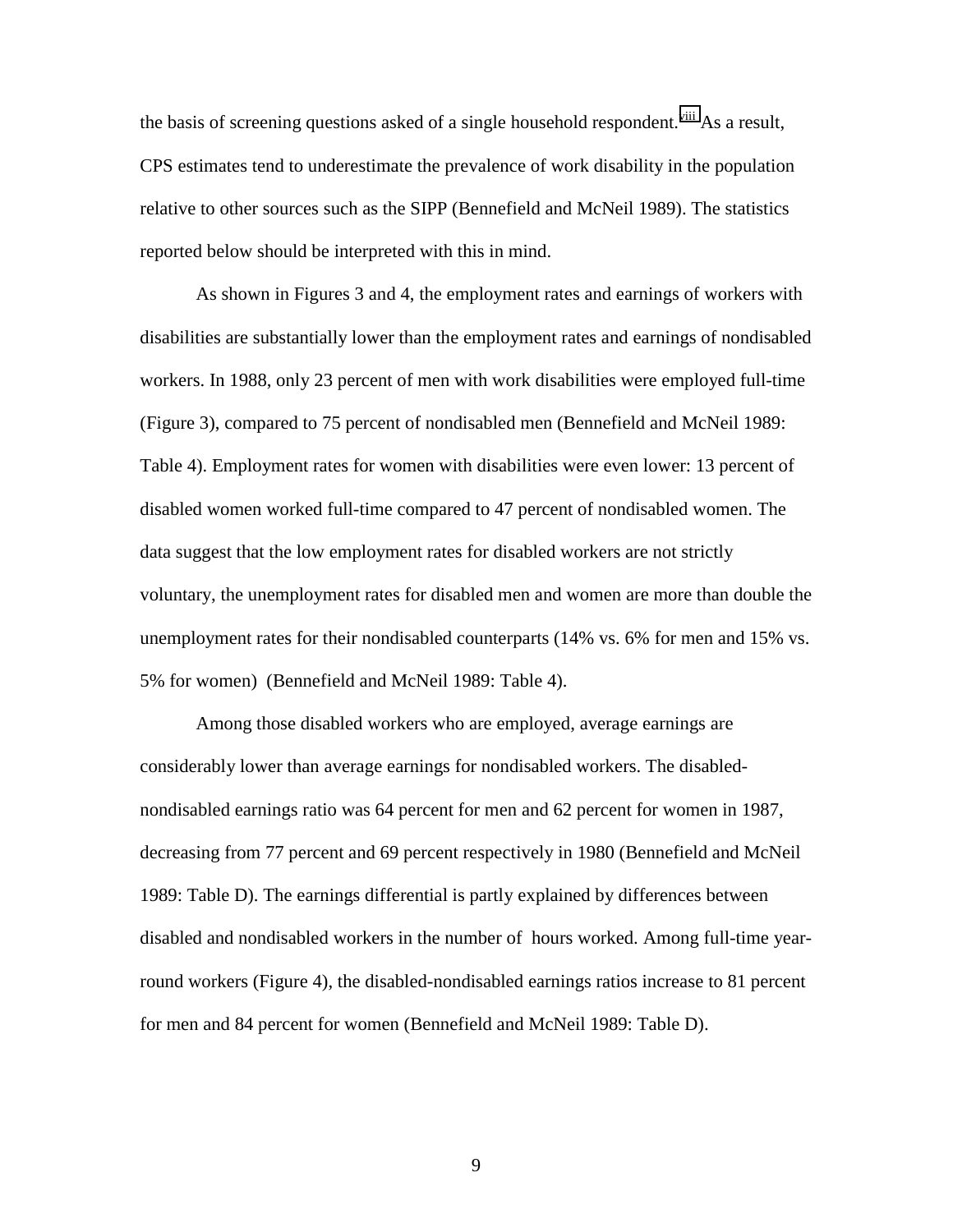the basis of screening questions asked of a single household respondent.[viii] As a result, CPS estimates tend to underestimate the prevalence of work disability in the population relative to other sources such as the SIPP (Bennefield and McNeil 1989). The statistics reported below should be interpreted with this in mind.

As shown in Figures 3 and 4, the employment rates and earnings of workers with disabilities are substantially lower than the employment rates and earnings of nondisabled workers. In 1988, only 23 percent of men with work disabilities were employed full-time (Figure 3), compared to 75 percent of nondisabled men (Bennefield and McNeil 1989: Table 4). Employment rates for women with disabilities were even lower: 13 percent of disabled women worked full-time compared to 47 percent of nondisabled women. The data suggest that the low employment rates for disabled workers are not strictly voluntary, the unemployment rates for disabled men and women are more than double the unemployment rates for their nondisabled counterparts (14% vs. 6% for men and 15% vs. 5% for women) (Bennefield and McNeil 1989: Table 4).

Among those disabled workers who are employed, average earnings are considerably lower than average earnings for nondisabled workers. The disabled-nondisabled earnings ratio was 64 percent for men and 62 percent for women in 1987, decreasing from 77 percent and 69 percent respectively in 1980 (Bennefield and McNeil 1989: Table D). The earnings differential is partly explained by differences between disabled and nondisabled workers in the number of hours worked. Among full-time year-round workers (Figure 4), the disabled-nondisabled earnings ratios increase to 81 percent for men and 84 percent for women (Bennefield and McNeil 1989: Table D).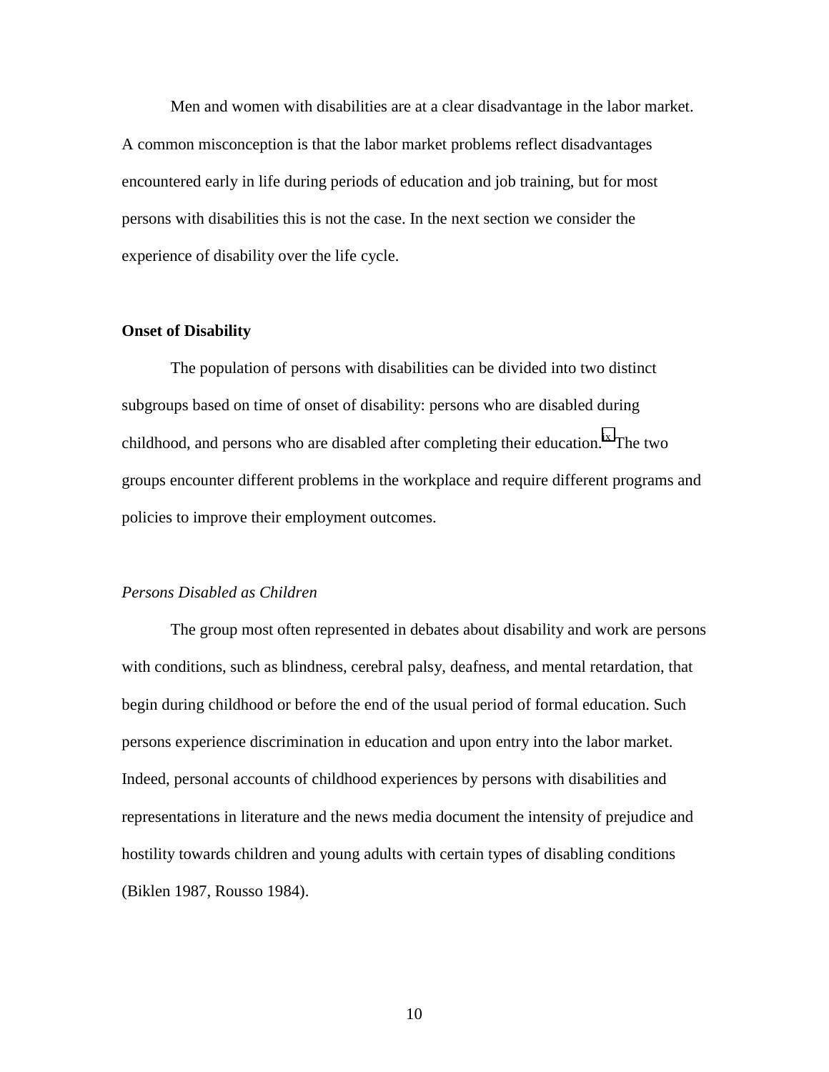Men and women with disabilities are at a clear disadvantage in the labor market. A common misconception is that the labor market problems reflect disadvantages encountered early in life during periods of education and job training, but for most persons with disabilities this is not the case. In the next section we consider the experience of disability over the life cycle.

## Onset of Disability

The population of persons with disabilities can be divided into two distinct subgroups based on time of onset of disability: persons who are disabled during childhood, and persons who are disabled after completing their education.[ix] The two groups encounter different problems in the workplace and require different programs and policies to improve their employment outcomes.

### *Persons Disabled as Children*

The group most often represented in debates about disability and work are persons with conditions, such as blindness, cerebral palsy, deafness, and mental retardation, that begin during childhood or before the end of the usual period of formal education. Such persons experience discrimination in education and upon entry into the labor market. Indeed, personal accounts of childhood experiences by persons with disabilities and representations in literature and the news media document the intensity of prejudice and hostility towards children and young adults with certain types of disabling conditions (Biklen 1987, Rousso 1984).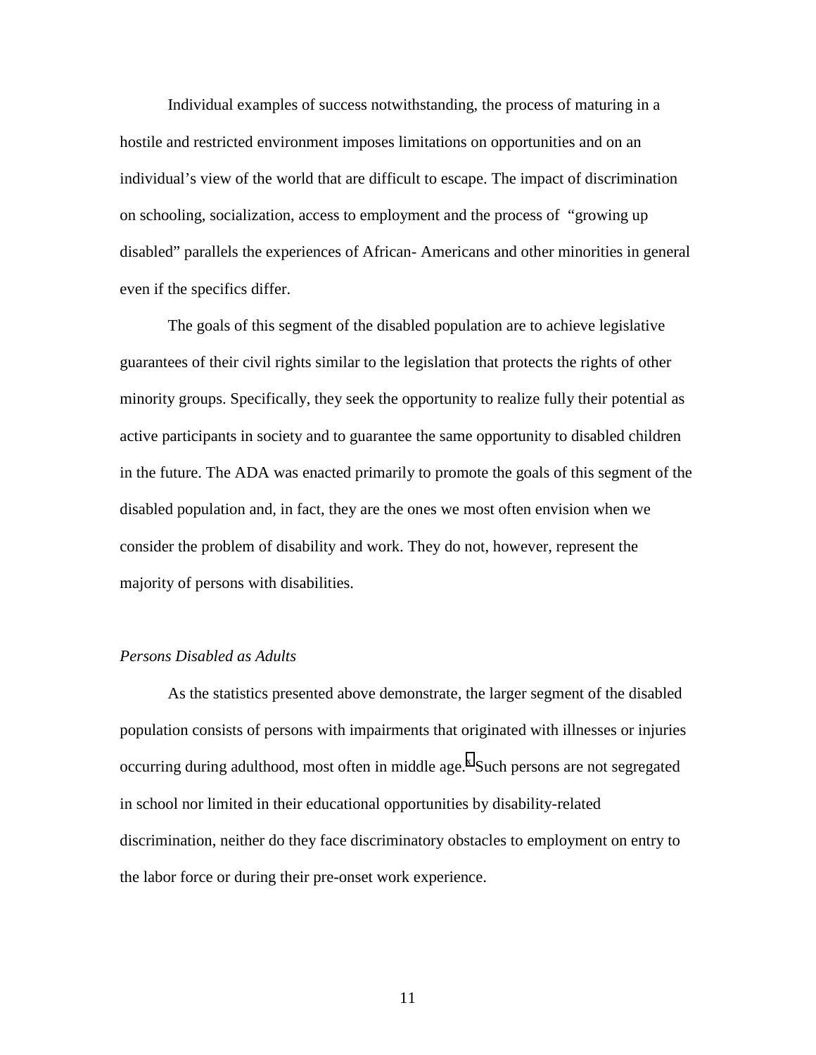Individual examples of success notwithstanding, the process of maturing in a hostile and restricted environment imposes limitations on opportunities and on an individual's view of the world that are difficult to escape. The impact of discrimination on schooling, socialization, access to employment and the process of "growing up disabled" parallels the experiences of African- Americans and other minorities in general even if the specifics differ.

The goals of this segment of the disabled population are to achieve legislative guarantees of their civil rights similar to the legislation that protects the rights of other minority groups. Specifically, they seek the opportunity to realize fully their potential as active participants in society and to guarantee the same opportunity to disabled children in the future. The ADA was enacted primarily to promote the goals of this segment of the disabled population and, in fact, they are the ones we most often envision when we consider the problem of disability and work. They do not, however, represent the majority of persons with disabilities.

*Persons Disabled as Adults*

As the statistics presented above demonstrate, the larger segment of the disabled population consists of persons with impairments that originated with illnesses or injuries occurring during adulthood, most often in middle age.[x] Such persons are not segregated in school nor limited in their educational opportunities by disability-related discrimination, neither do they face discriminatory obstacles to employment on entry to the labor force or during their pre-onset work experience.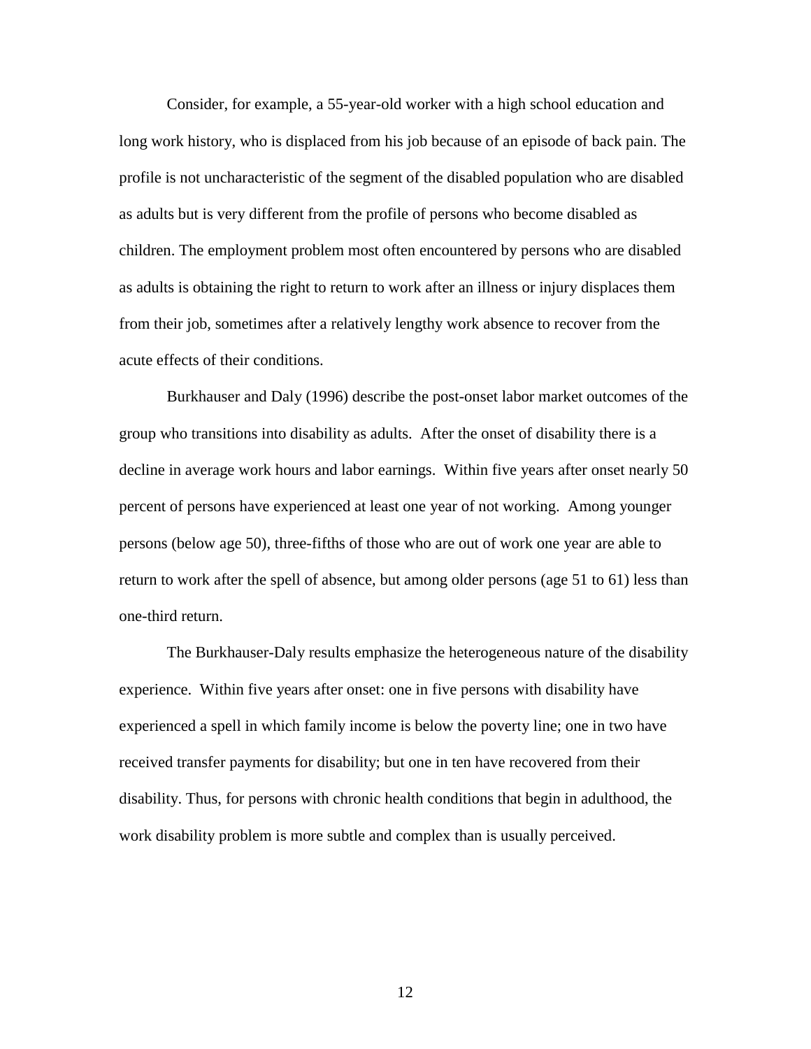Consider, for example, a 55-year-old worker with a high school education and long work history, who is displaced from his job because of an episode of back pain. The profile is not uncharacteristic of the segment of the disabled population who are disabled as adults but is very different from the profile of persons who become disabled as children. The employment problem most often encountered by persons who are disabled as adults is obtaining the right to return to work after an illness or injury displaces them from their job, sometimes after a relatively lengthy work absence to recover from the acute effects of their conditions.

Burkhauser and Daly (1996) describe the post-onset labor market outcomes of the group who transitions into disability as adults. After the onset of disability there is a decline in average work hours and labor earnings. Within five years after onset nearly 50 percent of persons have experienced at least one year of not working. Among younger persons (below age 50), three-fifths of those who are out of work one year are able to return to work after the spell of absence, but among older persons (age 51 to 61) less than one-third return.

The Burkhauser-Daly results emphasize the heterogeneous nature of the disability experience. Within five years after onset: one in five persons with disability have experienced a spell in which family income is below the poverty line; one in two have received transfer payments for disability; but one in ten have recovered from their disability. Thus, for persons with chronic health conditions that begin in adulthood, the work disability problem is more subtle and complex than is usually perceived.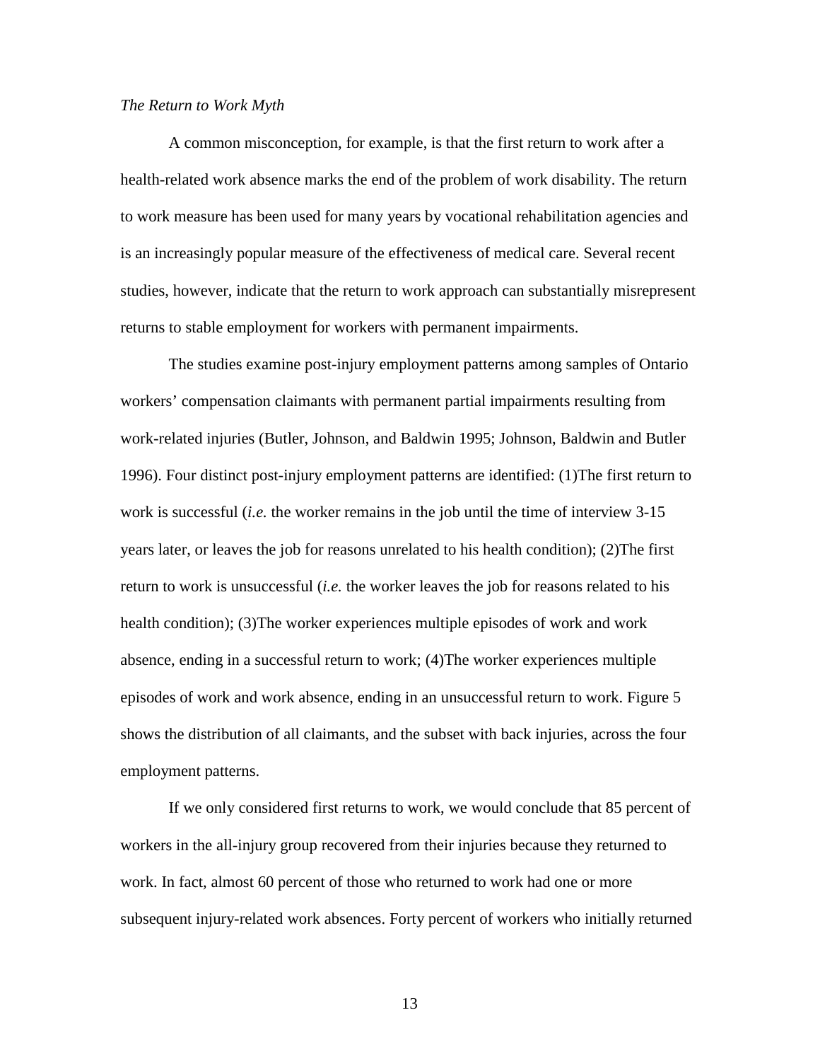*The Return to Work Myth*

A common misconception, for example, is that the first return to work after a health-related work absence marks the end of the problem of work disability. The return to work measure has been used for many years by vocational rehabilitation agencies and is an increasingly popular measure of the effectiveness of medical care. Several recent studies, however, indicate that the return to work approach can substantially misrepresent returns to stable employment for workers with permanent impairments.

The studies examine post-injury employment patterns among samples of Ontario workers' compensation claimants with permanent partial impairments resulting from work-related injuries (Butler, Johnson, and Baldwin 1995; Johnson, Baldwin and Butler 1996). Four distinct post-injury employment patterns are identified: (1)The first return to work is successful (*i.e.* the worker remains in the job until the time of interview 3-15 years later, or leaves the job for reasons unrelated to his health condition); (2)The first return to work is unsuccessful (*i.e.* the worker leaves the job for reasons related to his health condition); (3)The worker experiences multiple episodes of work and work absence, ending in a successful return to work; (4)The worker experiences multiple episodes of work and work absence, ending in an unsuccessful return to work. Figure 5 shows the distribution of all claimants, and the subset with back injuries, across the four employment patterns.

If we only considered first returns to work, we would conclude that 85 percent of workers in the all-injury group recovered from their injuries because they returned to work. In fact, almost 60 percent of those who returned to work had one or more subsequent injury-related work absences. Forty percent of workers who initially returned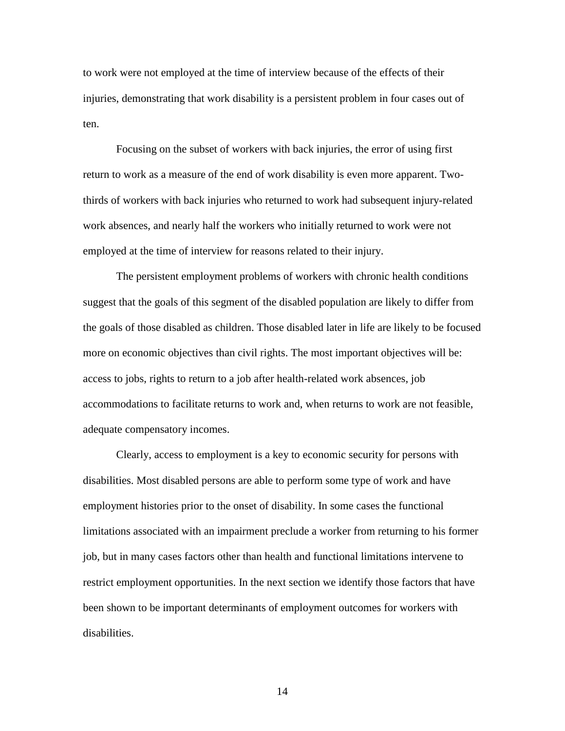to work were not employed at the time of interview because of the effects of their injuries, demonstrating that work disability is a persistent problem in four cases out of ten.

Focusing on the subset of workers with back injuries, the error of using first return to work as a measure of the end of work disability is even more apparent. Two-thirds of workers with back injuries who returned to work had subsequent injury-related work absences, and nearly half the workers who initially returned to work were not employed at the time of interview for reasons related to their injury.

The persistent employment problems of workers with chronic health conditions suggest that the goals of this segment of the disabled population are likely to differ from the goals of those disabled as children. Those disabled later in life are likely to be focused more on economic objectives than civil rights. The most important objectives will be: access to jobs, rights to return to a job after health-related work absences, job accommodations to facilitate returns to work and, when returns to work are not feasible, adequate compensatory incomes.

Clearly, access to employment is a key to economic security for persons with disabilities. Most disabled persons are able to perform some type of work and have employment histories prior to the onset of disability. In some cases the functional limitations associated with an impairment preclude a worker from returning to his former job, but in many cases factors other than health and functional limitations intervene to restrict employment opportunities. In the next section we identify those factors that have been shown to be important determinants of employment outcomes for workers with disabilities.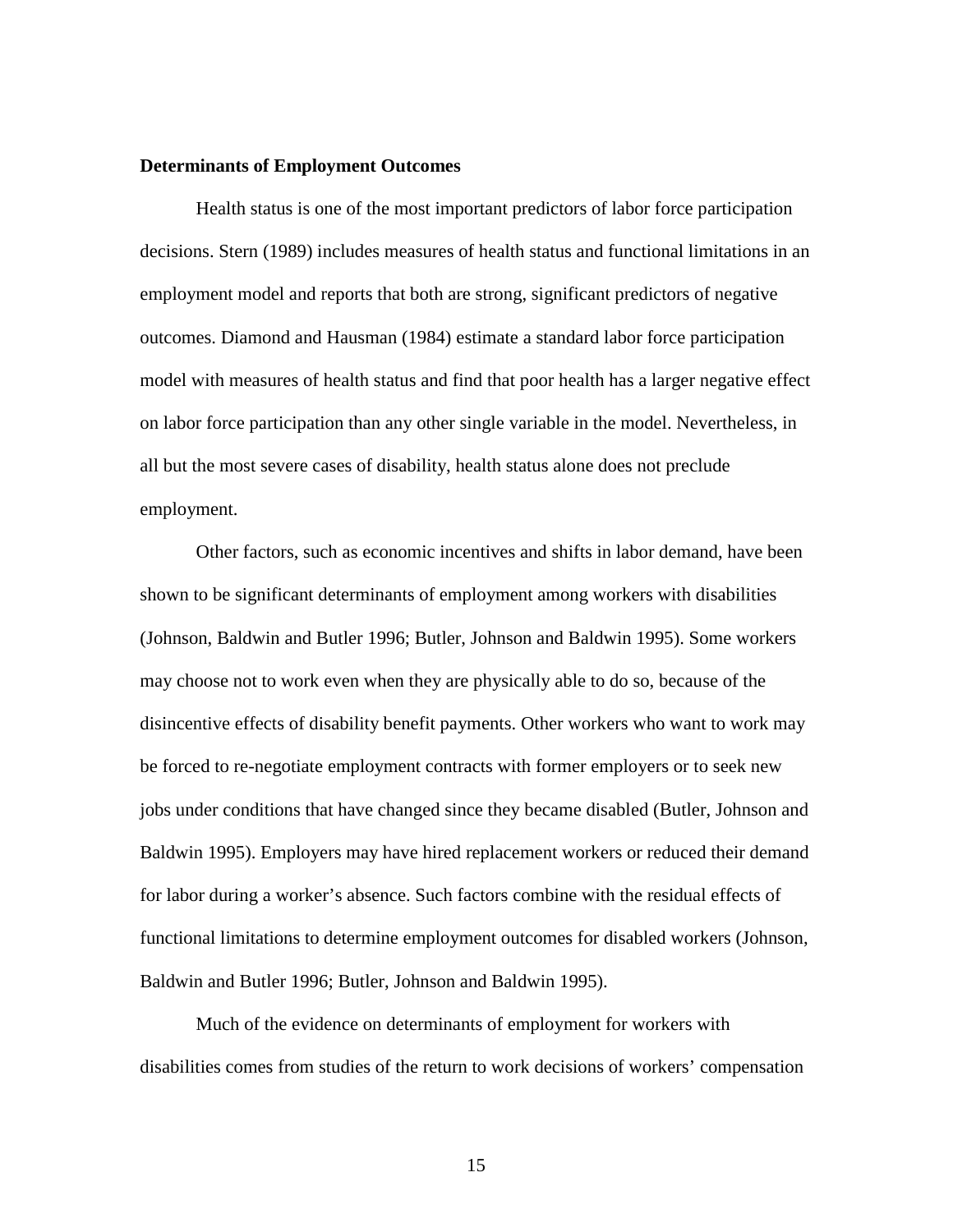**Determinants of Employment Outcomes**

Health status is one of the most important predictors of labor force participation decisions. Stern (1989) includes measures of health status and functional limitations in an employment model and reports that both are strong, significant predictors of negative outcomes. Diamond and Hausman (1984) estimate a standard labor force participation model with measures of health status and find that poor health has a larger negative effect on labor force participation than any other single variable in the model. Nevertheless, in all but the most severe cases of disability, health status alone does not preclude employment.

Other factors, such as economic incentives and shifts in labor demand, have been shown to be significant determinants of employment among workers with disabilities (Johnson, Baldwin and Butler 1996; Butler, Johnson and Baldwin 1995). Some workers may choose not to work even when they are physically able to do so, because of the disincentive effects of disability benefit payments. Other workers who want to work may be forced to re-negotiate employment contracts with former employers or to seek new jobs under conditions that have changed since they became disabled (Butler, Johnson and Baldwin 1995). Employers may have hired replacement workers or reduced their demand for labor during a worker's absence. Such factors combine with the residual effects of functional limitations to determine employment outcomes for disabled workers (Johnson, Baldwin and Butler 1996; Butler, Johnson and Baldwin 1995).

Much of the evidence on determinants of employment for workers with disabilities comes from studies of the return to work decisions of workers' compensation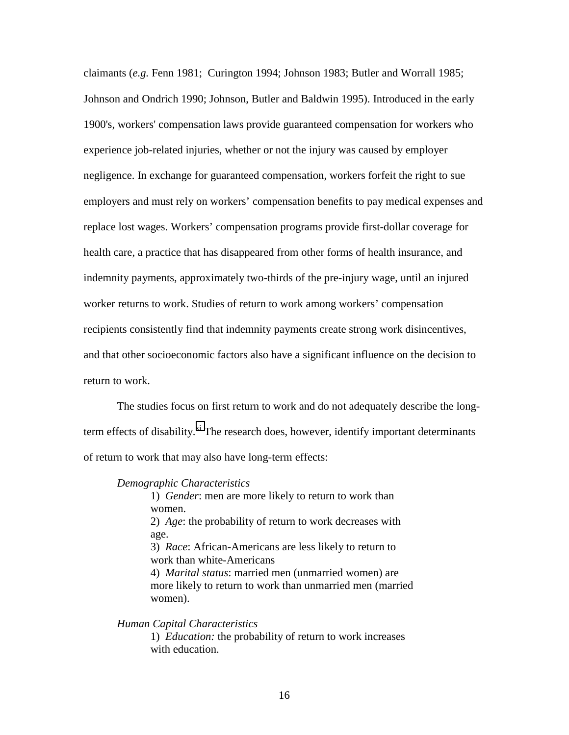claimants (*e.g.* Fenn 1981; Curington 1994; Johnson 1983; Butler and Worrall 1985; Johnson and Ondrich 1990; Johnson, Butler and Baldwin 1995). Introduced in the early 1900's, workers' compensation laws provide guaranteed compensation for workers who experience job-related injuries, whether or not the injury was caused by employer negligence. In exchange for guaranteed compensation, workers forfeit the right to sue employers and must rely on workers' compensation benefits to pay medical expenses and replace lost wages. Workers' compensation programs provide first-dollar coverage for health care, a practice that has disappeared from other forms of health insurance, and indemnity payments, approximately two-thirds of the pre-injury wage, until an injured worker returns to work. Studies of return to work among workers' compensation recipients consistently find that indemnity payments create strong work disincentives, and that other socioeconomic factors also have a significant influence on the decision to return to work.

The studies focus on first return to work and do not adequately describe the long-term effects of disability.[xi] The research does, however, identify important determinants of return to work that may also have long-term effects:

*Demographic Characteristics*

1) *Gender*: men are more likely to return to work than women.
2) *Age*: the probability of return to work decreases with age.
3) *Race*: African-Americans are less likely to return to work than white-Americans
4) *Marital status*: married men (unmarried women) are more likely to return to work than unmarried men (married women).

*Human Capital Characteristics*

1) *Education:* the probability of return to work increases with education.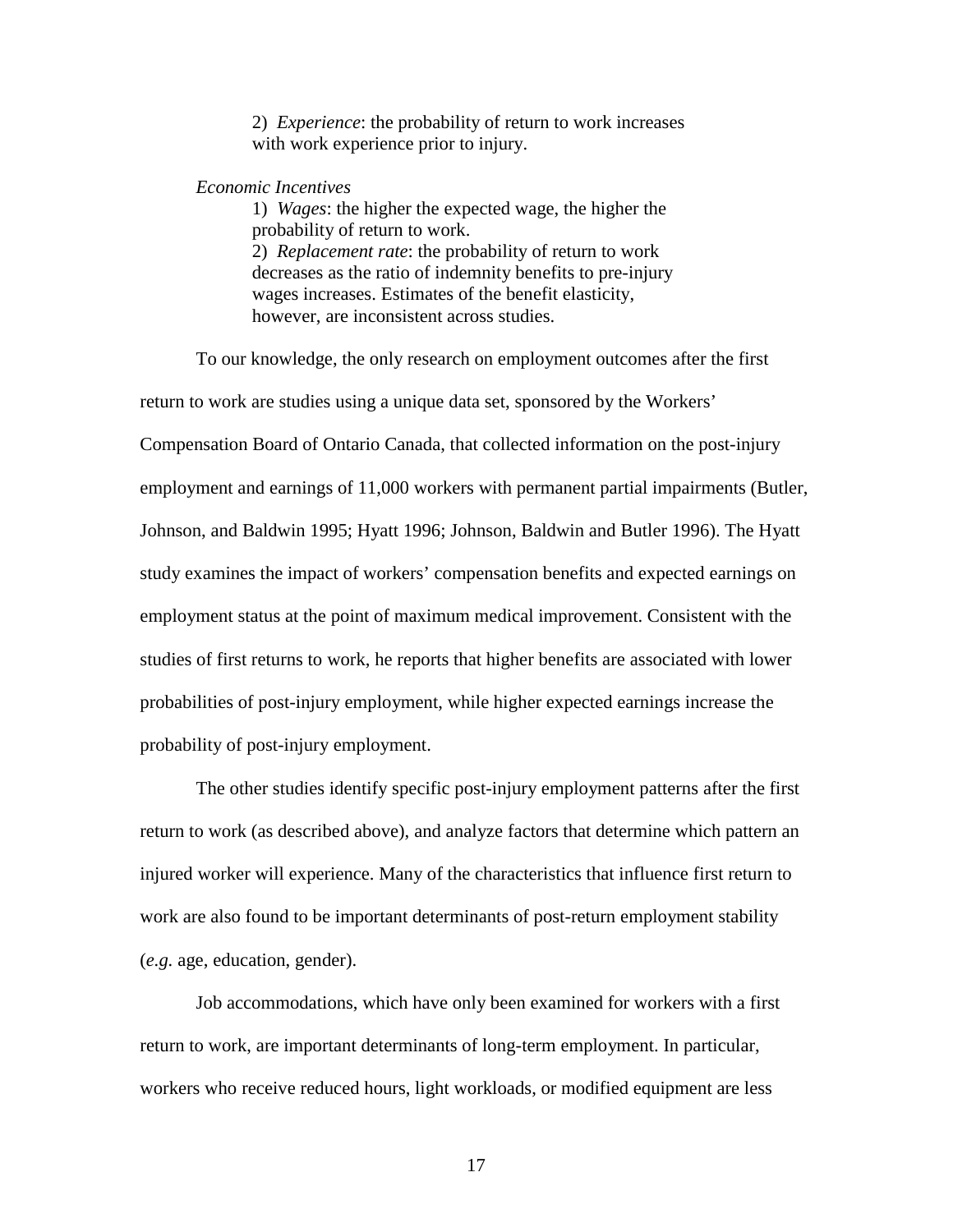2) *Experience*: the probability of return to work increases with work experience prior to injury.

*Economic Incentives*

1) *Wages*: the higher the expected wage, the higher the probability of return to work.
2) *Replacement rate*: the probability of return to work decreases as the ratio of indemnity benefits to pre-injury wages increases. Estimates of the benefit elasticity, however, are inconsistent across studies.

To our knowledge, the only research on employment outcomes after the first return to work are studies using a unique data set, sponsored by the Workers' Compensation Board of Ontario Canada, that collected information on the post-injury employment and earnings of 11,000 workers with permanent partial impairments (Butler, Johnson, and Baldwin 1995; Hyatt 1996; Johnson, Baldwin and Butler 1996). The Hyatt study examines the impact of workers' compensation benefits and expected earnings on employment status at the point of maximum medical improvement. Consistent with the studies of first returns to work, he reports that higher benefits are associated with lower probabilities of post-injury employment, while higher expected earnings increase the probability of post-injury employment.

The other studies identify specific post-injury employment patterns after the first return to work (as described above), and analyze factors that determine which pattern an injured worker will experience. Many of the characteristics that influence first return to work are also found to be important determinants of post-return employment stability (*e.g.* age, education, gender).

Job accommodations, which have only been examined for workers with a first return to work, are important determinants of long-term employment. In particular, workers who receive reduced hours, light workloads, or modified equipment are less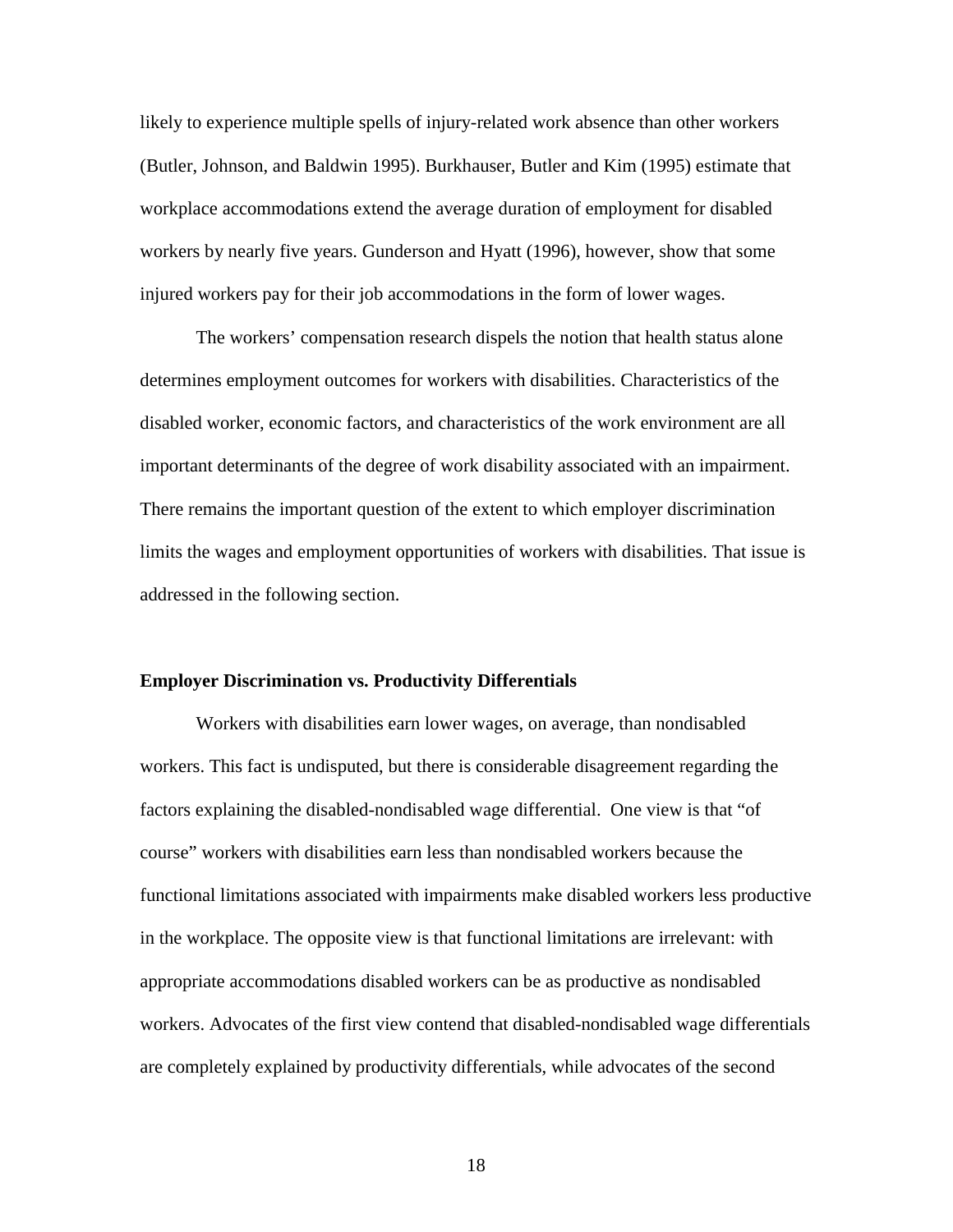likely to experience multiple spells of injury-related work absence than other workers (Butler, Johnson, and Baldwin 1995). Burkhauser, Butler and Kim (1995) estimate that workplace accommodations extend the average duration of employment for disabled workers by nearly five years. Gunderson and Hyatt (1996), however, show that some injured workers pay for their job accommodations in the form of lower wages.

The workers' compensation research dispels the notion that health status alone determines employment outcomes for workers with disabilities. Characteristics of the disabled worker, economic factors, and characteristics of the work environment are all important determinants of the degree of work disability associated with an impairment. There remains the important question of the extent to which employer discrimination limits the wages and employment opportunities of workers with disabilities. That issue is addressed in the following section.

### Employer Discrimination vs. Productivity Differentials

Workers with disabilities earn lower wages, on average, than nondisabled workers. This fact is undisputed, but there is considerable disagreement regarding the factors explaining the disabled-nondisabled wage differential. One view is that "of course" workers with disabilities earn less than nondisabled workers because the functional limitations associated with impairments make disabled workers less productive in the workplace. The opposite view is that functional limitations are irrelevant: with appropriate accommodations disabled workers can be as productive as nondisabled workers. Advocates of the first view contend that disabled-nondisabled wage differentials are completely explained by productivity differentials, while advocates of the second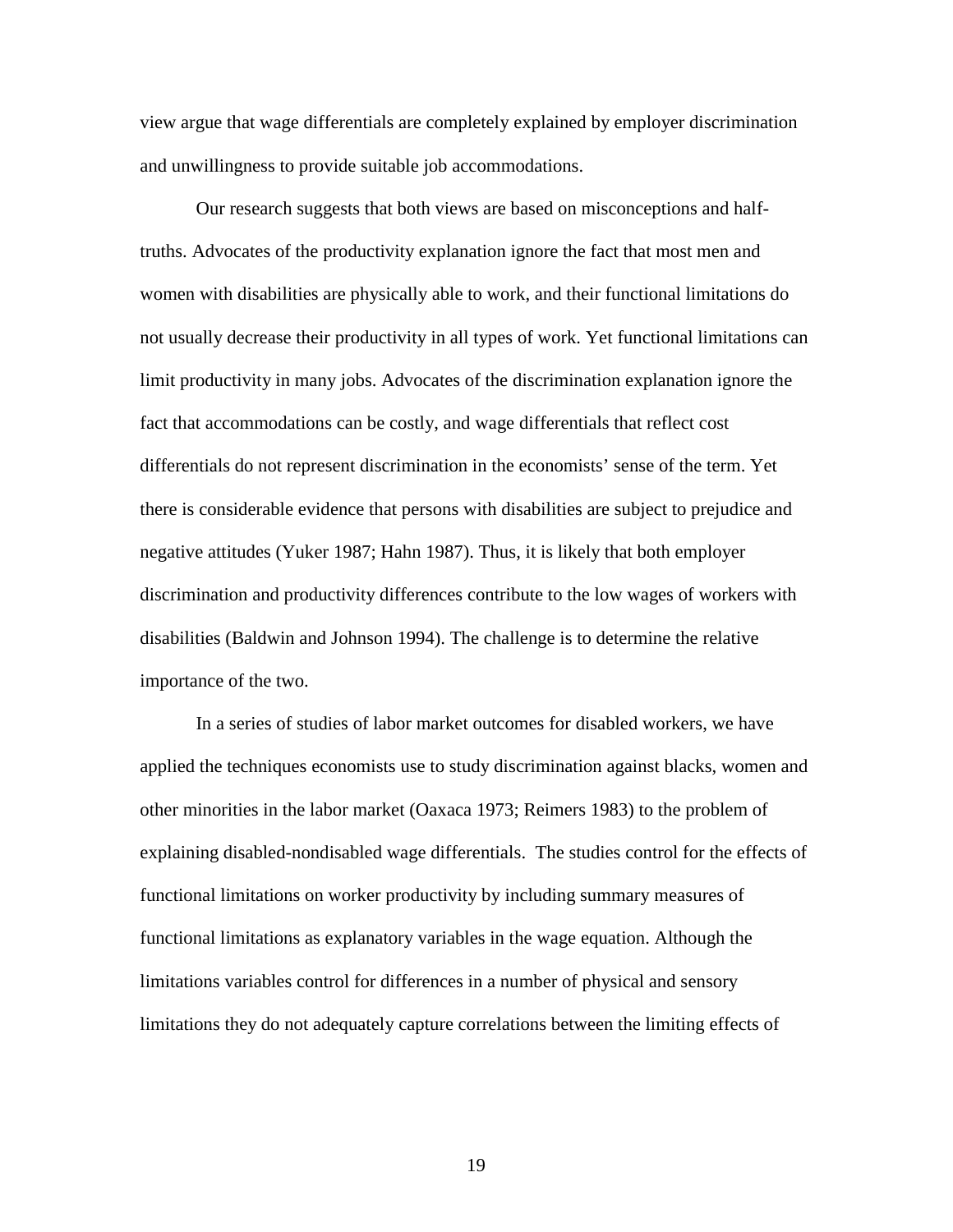view argue that wage differentials are completely explained by employer discrimination and unwillingness to provide suitable job accommodations.

Our research suggests that both views are based on misconceptions and half-truths. Advocates of the productivity explanation ignore the fact that most men and women with disabilities are physically able to work, and their functional limitations do not usually decrease their productivity in all types of work. Yet functional limitations can limit productivity in many jobs. Advocates of the discrimination explanation ignore the fact that accommodations can be costly, and wage differentials that reflect cost differentials do not represent discrimination in the economists' sense of the term. Yet there is considerable evidence that persons with disabilities are subject to prejudice and negative attitudes (Yuker 1987; Hahn 1987). Thus, it is likely that both employer discrimination and productivity differences contribute to the low wages of workers with disabilities (Baldwin and Johnson 1994). The challenge is to determine the relative importance of the two.

In a series of studies of labor market outcomes for disabled workers, we have applied the techniques economists use to study discrimination against blacks, women and other minorities in the labor market (Oaxaca 1973; Reimers 1983) to the problem of explaining disabled-nondisabled wage differentials. The studies control for the effects of functional limitations on worker productivity by including summary measures of functional limitations as explanatory variables in the wage equation. Although the limitations variables control for differences in a number of physical and sensory limitations they do not adequately capture correlations between the limiting effects of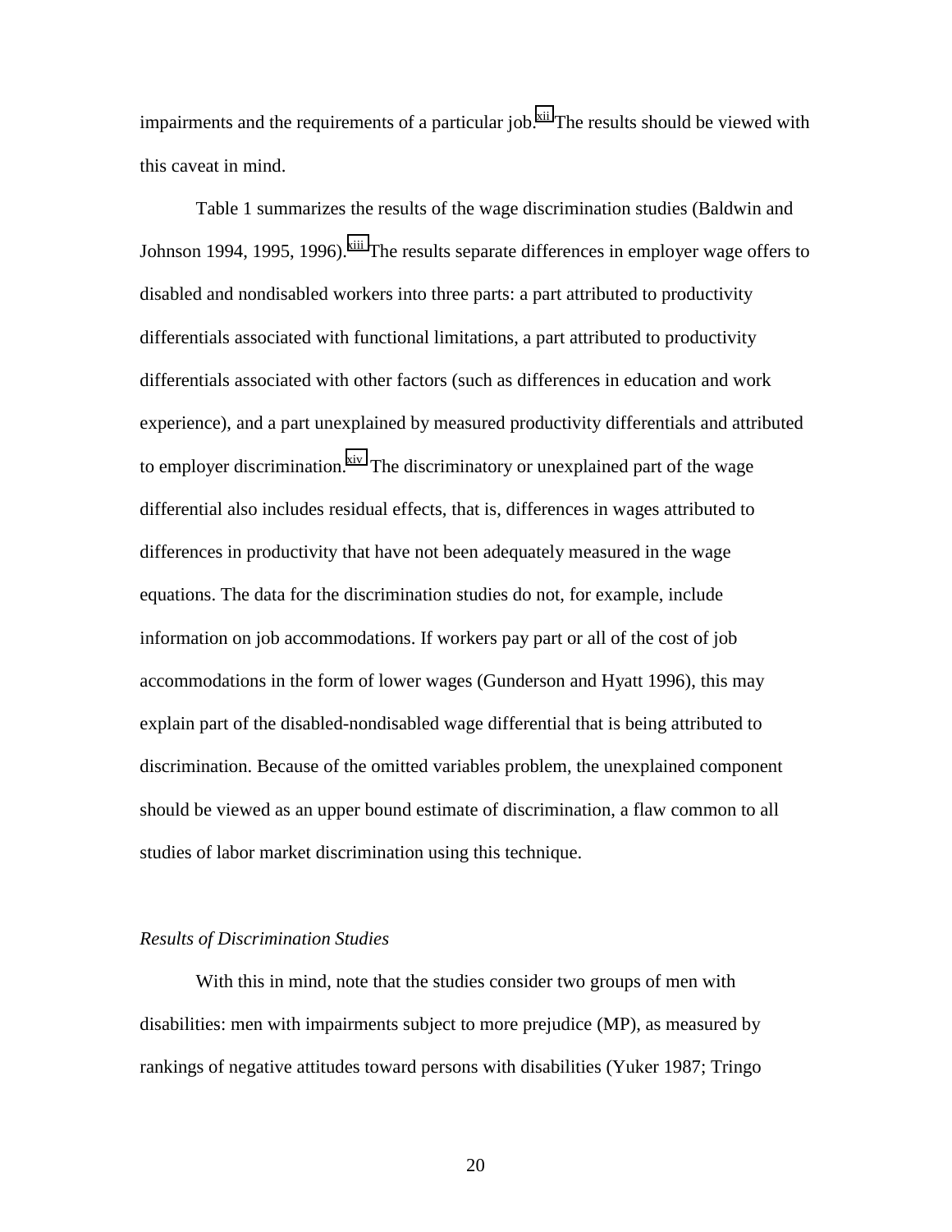impairments and the requirements of a particular job.[xii] The results should be viewed with this caveat in mind.

Table 1 summarizes the results of the wage discrimination studies (Baldwin and Johnson 1994, 1995, 1996).[xiii] The results separate differences in employer wage offers to disabled and nondisabled workers into three parts: a part attributed to productivity differentials associated with functional limitations, a part attributed to productivity differentials associated with other factors (such as differences in education and work experience), and a part unexplained by measured productivity differentials and attributed to employer discrimination.[xiv] The discriminatory or unexplained part of the wage differential also includes residual effects, that is, differences in wages attributed to differences in productivity that have not been adequately measured in the wage equations. The data for the discrimination studies do not, for example, include information on job accommodations. If workers pay part or all of the cost of job accommodations in the form of lower wages (Gunderson and Hyatt 1996), this may explain part of the disabled-nondisabled wage differential that is being attributed to discrimination. Because of the omitted variables problem, the unexplained component should be viewed as an upper bound estimate of discrimination, a flaw common to all studies of labor market discrimination using this technique.

*Results of Discrimination Studies*

With this in mind, note that the studies consider two groups of men with disabilities: men with impairments subject to more prejudice (MP), as measured by rankings of negative attitudes toward persons with disabilities (Yuker 1987; Tringo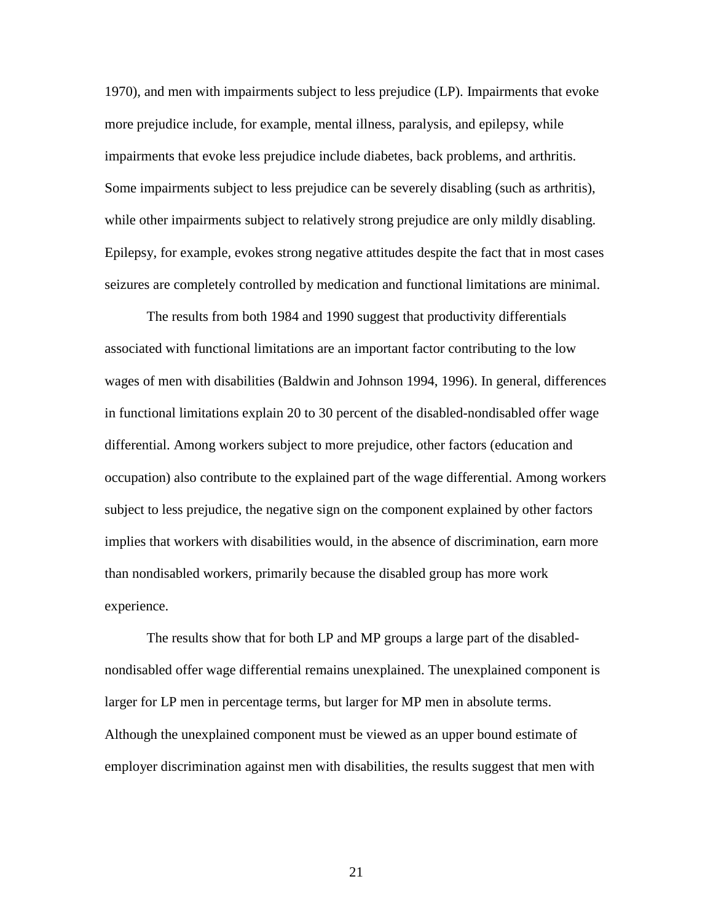1970), and men with impairments subject to less prejudice (LP). Impairments that evoke more prejudice include, for example, mental illness, paralysis, and epilepsy, while impairments that evoke less prejudice include diabetes, back problems, and arthritis. Some impairments subject to less prejudice can be severely disabling (such as arthritis), while other impairments subject to relatively strong prejudice are only mildly disabling. Epilepsy, for example, evokes strong negative attitudes despite the fact that in most cases seizures are completely controlled by medication and functional limitations are minimal.

The results from both 1984 and 1990 suggest that productivity differentials associated with functional limitations are an important factor contributing to the low wages of men with disabilities (Baldwin and Johnson 1994, 1996). In general, differences in functional limitations explain 20 to 30 percent of the disabled-nondisabled offer wage differential. Among workers subject to more prejudice, other factors (education and occupation) also contribute to the explained part of the wage differential. Among workers subject to less prejudice, the negative sign on the component explained by other factors implies that workers with disabilities would, in the absence of discrimination, earn more than nondisabled workers, primarily because the disabled group has more work experience.

The results show that for both LP and MP groups a large part of the disabled-nondisabled offer wage differential remains unexplained. The unexplained component is larger for LP men in percentage terms, but larger for MP men in absolute terms. Although the unexplained component must be viewed as an upper bound estimate of employer discrimination against men with disabilities, the results suggest that men with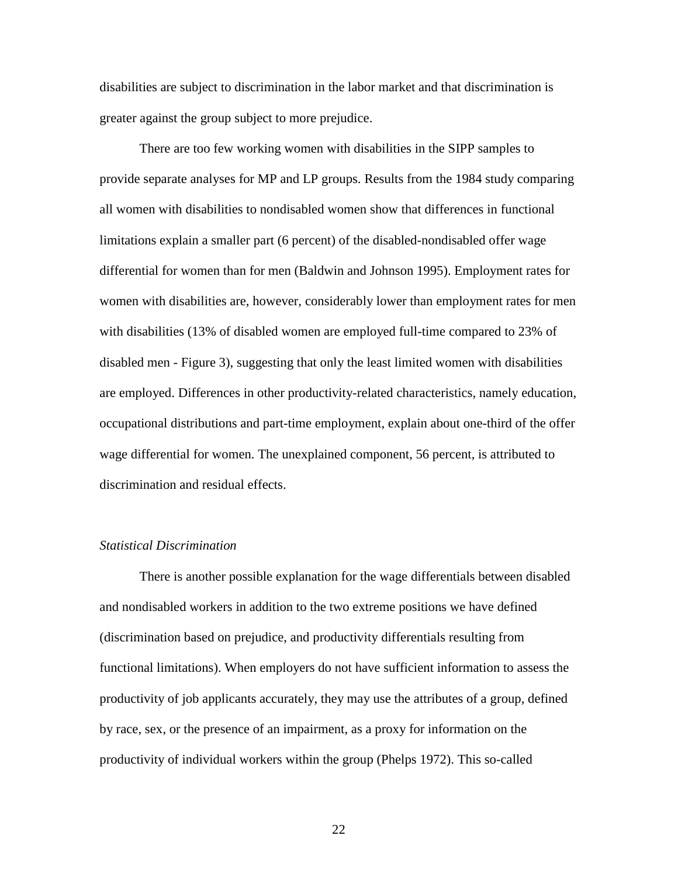disabilities are subject to discrimination in the labor market and that discrimination is greater against the group subject to more prejudice.

There are too few working women with disabilities in the SIPP samples to provide separate analyses for MP and LP groups. Results from the 1984 study comparing all women with disabilities to nondisabled women show that differences in functional limitations explain a smaller part (6 percent) of the disabled-nondisabled offer wage differential for women than for men (Baldwin and Johnson 1995). Employment rates for women with disabilities are, however, considerably lower than employment rates for men with disabilities (13% of disabled women are employed full-time compared to 23% of disabled men - Figure 3), suggesting that only the least limited women with disabilities are employed. Differences in other productivity-related characteristics, namely education, occupational distributions and part-time employment, explain about one-third of the offer wage differential for women. The unexplained component, 56 percent, is attributed to discrimination and residual effects.

*Statistical Discrimination*

There is another possible explanation for the wage differentials between disabled and nondisabled workers in addition to the two extreme positions we have defined (discrimination based on prejudice, and productivity differentials resulting from functional limitations). When employers do not have sufficient information to assess the productivity of job applicants accurately, they may use the attributes of a group, defined by race, sex, or the presence of an impairment, as a proxy for information on the productivity of individual workers within the group (Phelps 1972). This so-called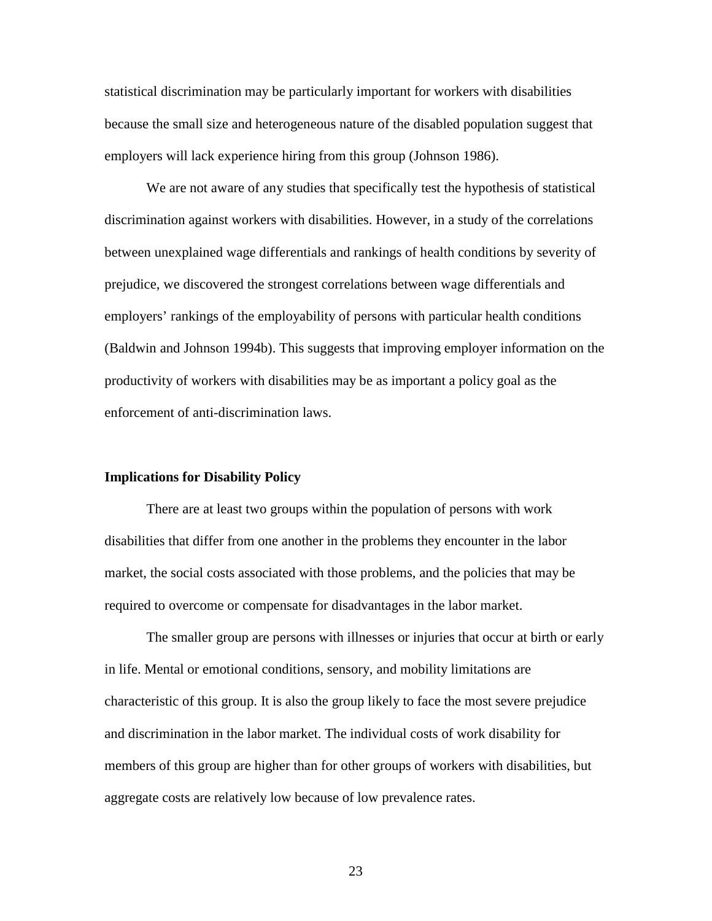statistical discrimination may be particularly important for workers with disabilities because the small size and heterogeneous nature of the disabled population suggest that employers will lack experience hiring from this group (Johnson 1986).

We are not aware of any studies that specifically test the hypothesis of statistical discrimination against workers with disabilities. However, in a study of the correlations between unexplained wage differentials and rankings of health conditions by severity of prejudice, we discovered the strongest correlations between wage differentials and employers' rankings of the employability of persons with particular health conditions (Baldwin and Johnson 1994b). This suggests that improving employer information on the productivity of workers with disabilities may be as important a policy goal as the enforcement of anti-discrimination laws.

**Implications for Disability Policy**

There are at least two groups within the population of persons with work disabilities that differ from one another in the problems they encounter in the labor market, the social costs associated with those problems, and the policies that may be required to overcome or compensate for disadvantages in the labor market.

The smaller group are persons with illnesses or injuries that occur at birth or early in life. Mental or emotional conditions, sensory, and mobility limitations are characteristic of this group. It is also the group likely to face the most severe prejudice and discrimination in the labor market. The individual costs of work disability for members of this group are higher than for other groups of workers with disabilities, but aggregate costs are relatively low because of low prevalence rates.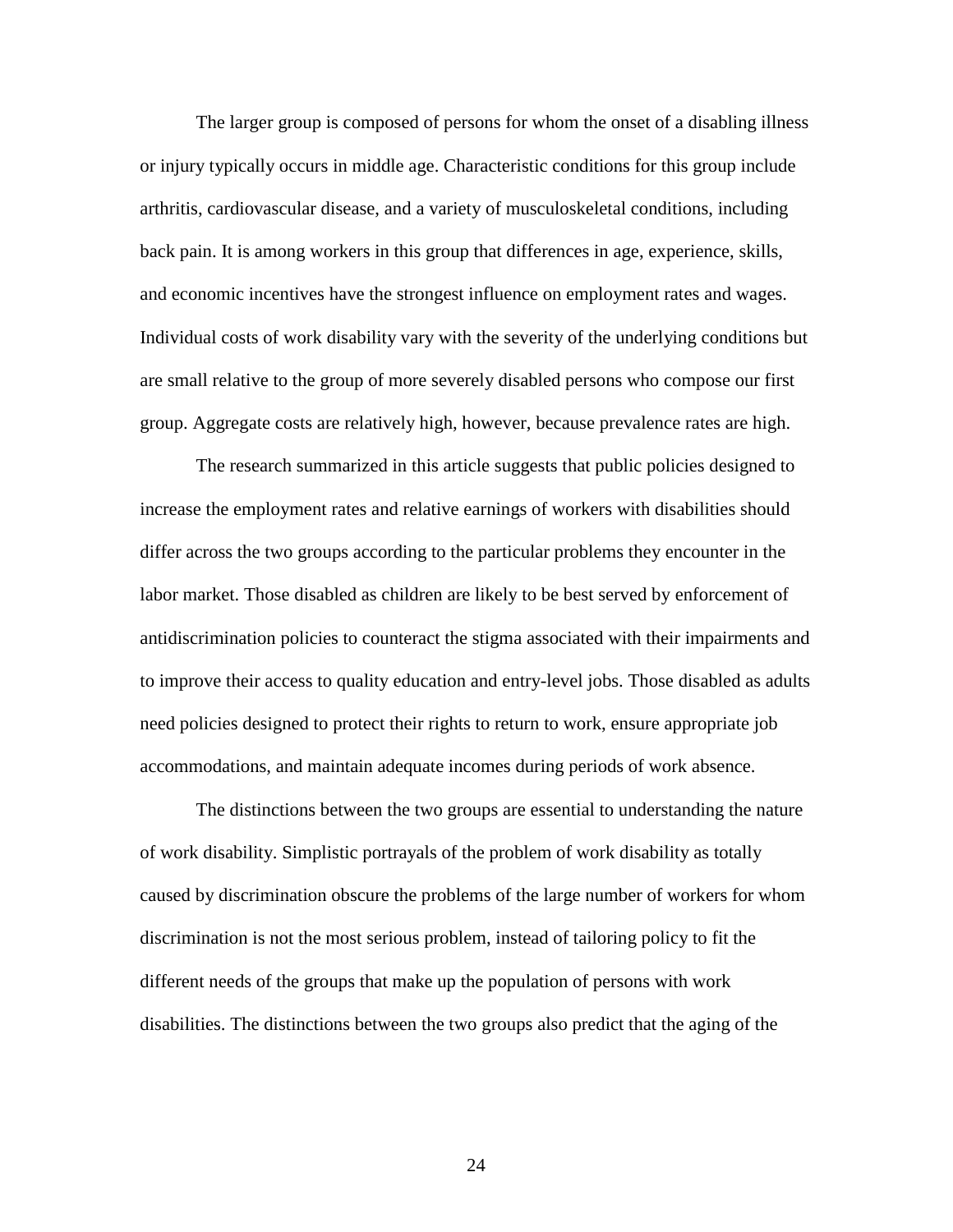The larger group is composed of persons for whom the onset of a disabling illness or injury typically occurs in middle age. Characteristic conditions for this group include arthritis, cardiovascular disease, and a variety of musculoskeletal conditions, including back pain. It is among workers in this group that differences in age, experience, skills, and economic incentives have the strongest influence on employment rates and wages. Individual costs of work disability vary with the severity of the underlying conditions but are small relative to the group of more severely disabled persons who compose our first group. Aggregate costs are relatively high, however, because prevalence rates are high.

The research summarized in this article suggests that public policies designed to increase the employment rates and relative earnings of workers with disabilities should differ across the two groups according to the particular problems they encounter in the labor market. Those disabled as children are likely to be best served by enforcement of antidiscrimination policies to counteract the stigma associated with their impairments and to improve their access to quality education and entry-level jobs. Those disabled as adults need policies designed to protect their rights to return to work, ensure appropriate job accommodations, and maintain adequate incomes during periods of work absence.

The distinctions between the two groups are essential to understanding the nature of work disability. Simplistic portrayals of the problem of work disability as totally caused by discrimination obscure the problems of the large number of workers for whom discrimination is not the most serious problem, instead of tailoring policy to fit the different needs of the groups that make up the population of persons with work disabilities. The distinctions between the two groups also predict that the aging of the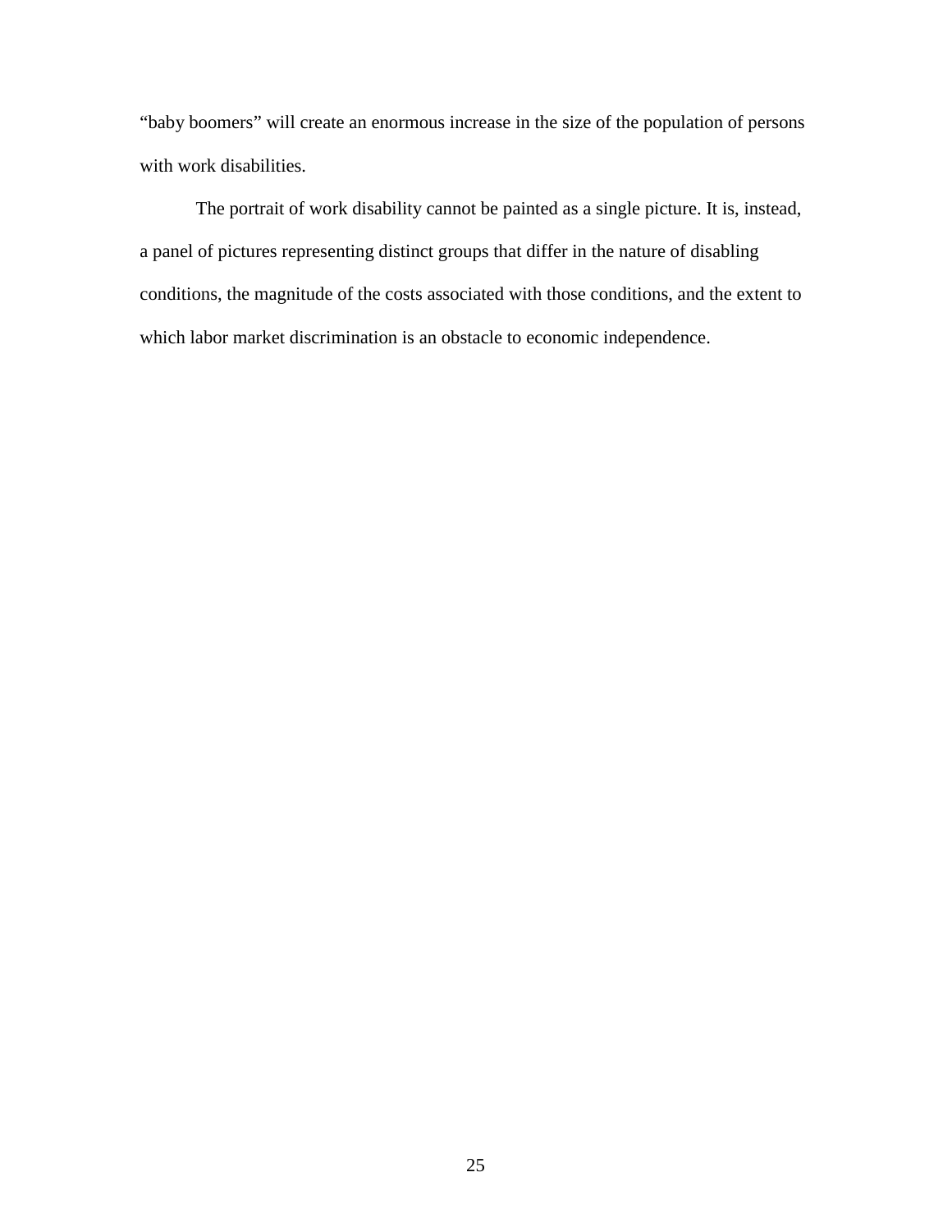"baby boomers" will create an enormous increase in the size of the population of persons with work disabilities.

The portrait of work disability cannot be painted as a single picture. It is, instead, a panel of pictures representing distinct groups that differ in the nature of disabling conditions, the magnitude of the costs associated with those conditions, and the extent to which labor market discrimination is an obstacle to economic independence.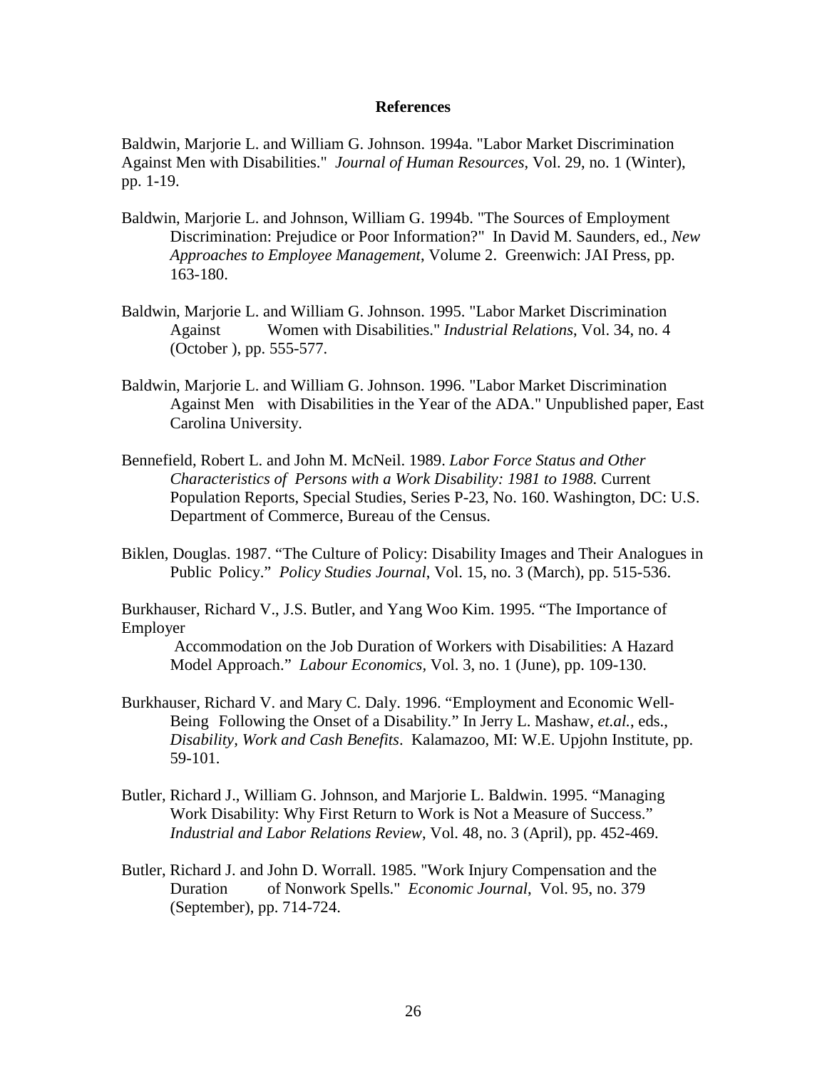**References**

Baldwin, Marjorie L. and William G. Johnson. 1994a. "Labor Market Discrimination Against Men with Disabilities." *Journal of Human Resources*, Vol. 29, no. 1 (Winter), pp. 1-19.

Baldwin, Marjorie L. and Johnson, William G. 1994b. "The Sources of Employment Discrimination: Prejudice or Poor Information?" In David M. Saunders, ed., *New Approaches to Employee Management*, Volume 2. Greenwich: JAI Press, pp. 163-180.

Baldwin, Marjorie L. and William G. Johnson. 1995. "Labor Market Discrimination Against Women with Disabilities." *Industrial Relations*, Vol. 34, no. 4 (October ), pp. 555-577.

Baldwin, Marjorie L. and William G. Johnson. 1996. "Labor Market Discrimination Against Men with Disabilities in the Year of the ADA." Unpublished paper, East Carolina University.

Bennefield, Robert L. and John M. McNeil. 1989. *Labor Force Status and Other Characteristics of Persons with a Work Disability: 1981 to 1988.* Current Population Reports, Special Studies, Series P-23, No. 160. Washington, DC: U.S. Department of Commerce, Bureau of the Census.

Biklen, Douglas. 1987. "The Culture of Policy: Disability Images and Their Analogues in Public Policy." *Policy Studies Journal*, Vol. 15, no. 3 (March), pp. 515-536.

Burkhauser, Richard V., J.S. Butler, and Yang Woo Kim. 1995. "The Importance of Employer Accommodation on the Job Duration of Workers with Disabilities: A Hazard Model Approach." *Labour Economics*, Vol. 3, no. 1 (June), pp. 109-130.

Burkhauser, Richard V. and Mary C. Daly. 1996. "Employment and Economic Well-Being Following the Onset of a Disability." In Jerry L. Mashaw, *et.al.*, eds., *Disability, Work and Cash Benefits*. Kalamazoo, MI: W.E. Upjohn Institute, pp. 59-101.

Butler, Richard J., William G. Johnson, and Marjorie L. Baldwin. 1995. "Managing Work Disability: Why First Return to Work is Not a Measure of Success." *Industrial and Labor Relations Review*, Vol. 48, no. 3 (April), pp. 452-469.

Butler, Richard J. and John D. Worrall. 1985. "Work Injury Compensation and the Duration of Nonwork Spells." *Economic Journal*, Vol. 95, no. 379 (September), pp. 714-724.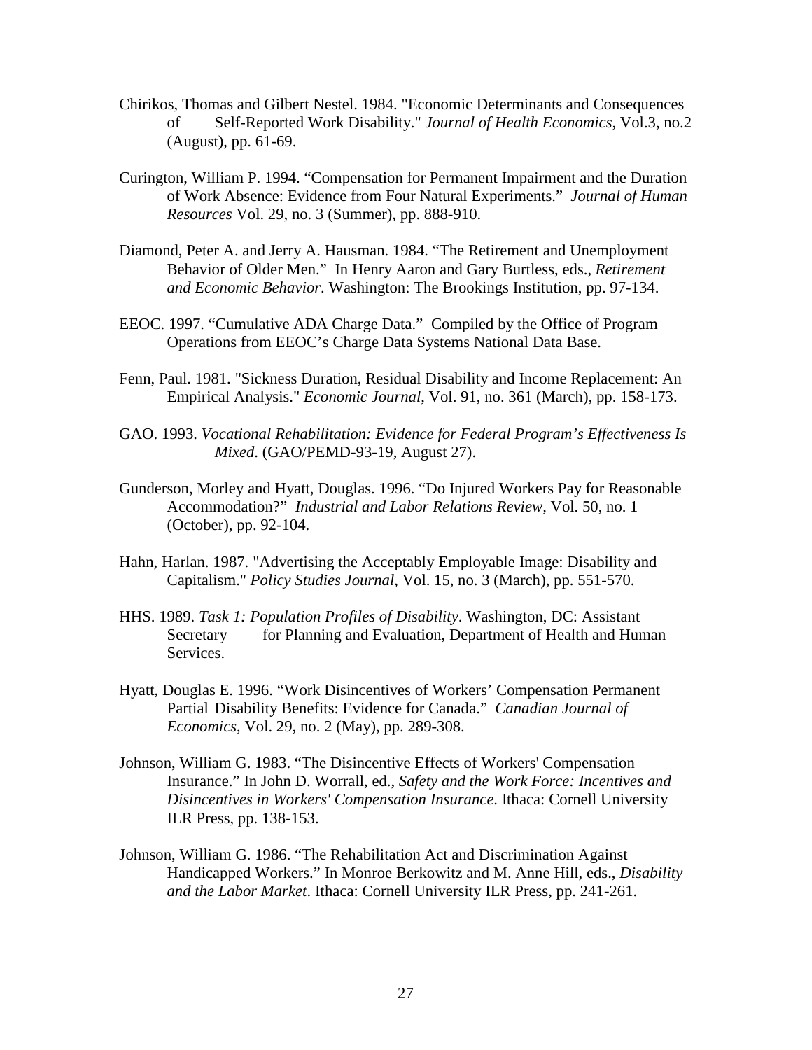Chirikos, Thomas and Gilbert Nestel. 1984. "Economic Determinants and Consequences of Self-Reported Work Disability." *Journal of Health Economics*, Vol.3, no.2 (August), pp. 61-69.

Curington, William P. 1994. "Compensation for Permanent Impairment and the Duration of Work Absence: Evidence from Four Natural Experiments." *Journal of Human Resources* Vol. 29, no. 3 (Summer), pp. 888-910.

Diamond, Peter A. and Jerry A. Hausman. 1984. "The Retirement and Unemployment Behavior of Older Men." In Henry Aaron and Gary Burtless, eds., *Retirement and Economic Behavior*. Washington: The Brookings Institution, pp. 97-134.

EEOC. 1997. "Cumulative ADA Charge Data." Compiled by the Office of Program Operations from EEOC's Charge Data Systems National Data Base.

Fenn, Paul. 1981. "Sickness Duration, Residual Disability and Income Replacement: An Empirical Analysis." *Economic Journal*, Vol. 91, no. 361 (March), pp. 158-173.

GAO. 1993. *Vocational Rehabilitation: Evidence for Federal Program's Effectiveness Is Mixed*. (GAO/PEMD-93-19, August 27).

Gunderson, Morley and Hyatt, Douglas. 1996. "Do Injured Workers Pay for Reasonable Accommodation?" *Industrial and Labor Relations Review*, Vol. 50, no. 1 (October), pp. 92-104.

Hahn, Harlan. 1987. "Advertising the Acceptably Employable Image: Disability and Capitalism." *Policy Studies Journal*, Vol. 15, no. 3 (March), pp. 551-570.

HHS. 1989. *Task 1: Population Profiles of Disability*. Washington, DC: Assistant Secretary for Planning and Evaluation, Department of Health and Human Services.

Hyatt, Douglas E. 1996. "Work Disincentives of Workers' Compensation Permanent Partial Disability Benefits: Evidence for Canada." *Canadian Journal of Economics*, Vol. 29, no. 2 (May), pp. 289-308.

Johnson, William G. 1983. "The Disincentive Effects of Workers' Compensation Insurance." In John D. Worrall, ed., *Safety and the Work Force: Incentives and Disincentives in Workers' Compensation Insurance*. Ithaca: Cornell University ILR Press, pp. 138-153.

Johnson, William G. 1986. "The Rehabilitation Act and Discrimination Against Handicapped Workers." In Monroe Berkowitz and M. Anne Hill, eds., *Disability and the Labor Market*. Ithaca: Cornell University ILR Press, pp. 241-261.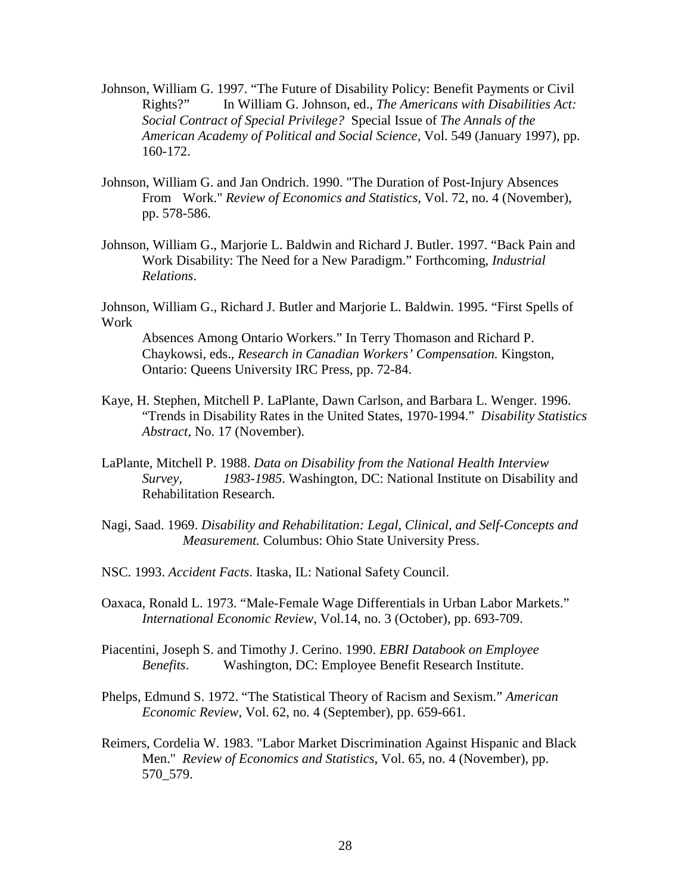Johnson, William G. 1997. "The Future of Disability Policy: Benefit Payments or Civil Rights?" In William G. Johnson, ed., *The Americans with Disabilities Act: Social Contract of Special Privilege?* Special Issue of *The Annals of the American Academy of Political and Social Science*, Vol. 549 (January 1997), pp. 160-172.

Johnson, William G. and Jan Ondrich. 1990. "The Duration of Post-Injury Absences From Work." *Review of Economics and Statistics*, Vol. 72, no. 4 (November), pp. 578-586.

Johnson, William G., Marjorie L. Baldwin and Richard J. Butler. 1997. "Back Pain and Work Disability: The Need for a New Paradigm." Forthcoming, *Industrial Relations*.

Johnson, William G., Richard J. Butler and Marjorie L. Baldwin. 1995. "First Spells of Work Absences Among Ontario Workers." In Terry Thomason and Richard P. Chaykowsi, eds., *Research in Canadian Workers' Compensation.* Kingston, Ontario: Queens University IRC Press, pp. 72-84.

Kaye, H. Stephen, Mitchell P. LaPlante, Dawn Carlson, and Barbara L. Wenger. 1996. "Trends in Disability Rates in the United States, 1970-1994." *Disability Statistics Abstract*, No. 17 (November).

LaPlante, Mitchell P. 1988. *Data on Disability from the National Health Interview Survey, 1983-1985*. Washington, DC: National Institute on Disability and Rehabilitation Research.

Nagi, Saad. 1969. *Disability and Rehabilitation: Legal, Clinical, and Self-Concepts and Measurement.* Columbus: Ohio State University Press.

NSC. 1993. *Accident Facts*. Itaska, IL: National Safety Council.

Oaxaca, Ronald L. 1973. "Male-Female Wage Differentials in Urban Labor Markets." *International Economic Review*, Vol.14, no. 3 (October), pp. 693-709.

Piacentini, Joseph S. and Timothy J. Cerino. 1990. *EBRI Databook on Employee Benefits*. Washington, DC: Employee Benefit Research Institute.

Phelps, Edmund S. 1972. "The Statistical Theory of Racism and Sexism." *American Economic Review*, Vol. 62, no. 4 (September), pp. 659-661.

Reimers, Cordelia W. 1983. "Labor Market Discrimination Against Hispanic and Black Men." *Review of Economics and Statistics*, Vol. 65, no. 4 (November), pp. 570_579.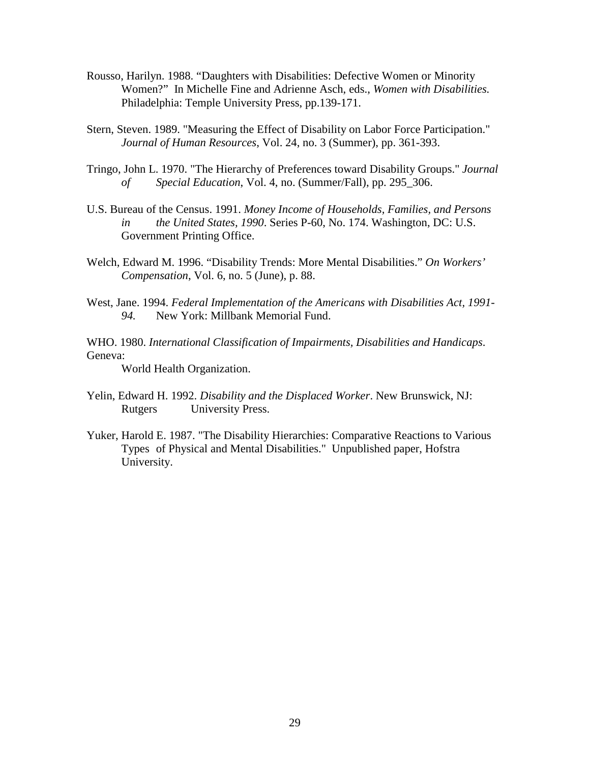Rousso, Harilyn. 1988. “Daughters with Disabilities: Defective Women or Minority Women?” In Michelle Fine and Adrienne Asch, eds., *Women with Disabilities.* Philadelphia: Temple University Press, pp.139-171.

Stern, Steven. 1989. "Measuring the Effect of Disability on Labor Force Participation." *Journal of Human Resources*, Vol. 24, no. 3 (Summer), pp. 361-393.

Tringo, John L. 1970. "The Hierarchy of Preferences toward Disability Groups." *Journal of Special Education*, Vol. 4, no. (Summer/Fall), pp. 295_306.

U.S. Bureau of the Census. 1991. *Money Income of Households, Families, and Persons in the United States, 1990*. Series P-60, No. 174. Washington, DC: U.S. Government Printing Office.

Welch, Edward M. 1996. “Disability Trends: More Mental Disabilities.” *On Workers’ Compensation*, Vol. 6, no. 5 (June), p. 88.

West, Jane. 1994. *Federal Implementation of the Americans with Disabilities Act, 1991-94.* New York: Millbank Memorial Fund.

WHO. 1980. *International Classification of Impairments, Disabilities and Handicaps*. Geneva: World Health Organization.

Yelin, Edward H. 1992. *Disability and the Displaced Worker*. New Brunswick, NJ: Rutgers University Press.

Yuker, Harold E. 1987. "The Disability Hierarchies: Comparative Reactions to Various Types of Physical and Mental Disabilities." Unpublished paper, Hofstra University.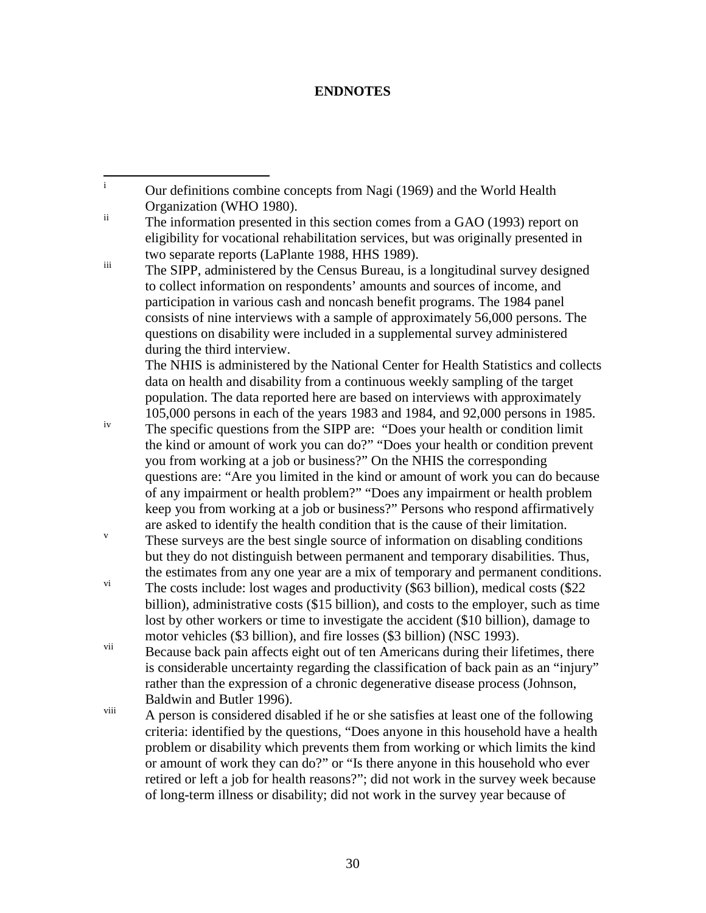**ENDNOTES**

i Our definitions combine concepts from Nagi (1969) and the World Health Organization (WHO 1980).

ii The information presented in this section comes from a GAO (1993) report on eligibility for vocational rehabilitation services, but was originally presented in two separate reports (LaPlante 1988, HHS 1989).

iii The SIPP, administered by the Census Bureau, is a longitudinal survey designed to collect information on respondents' amounts and sources of income, and participation in various cash and noncash benefit programs. The 1984 panel consists of nine interviews with a sample of approximately 56,000 persons. The questions on disability were included in a supplemental survey administered during the third interview.

The NHIS is administered by the National Center for Health Statistics and collects data on health and disability from a continuous weekly sampling of the target population. The data reported here are based on interviews with approximately 105,000 persons in each of the years 1983 and 1984, and 92,000 persons in 1985.

iv The specific questions from the SIPP are: "Does your health or condition limit the kind or amount of work you can do?" "Does your health or condition prevent you from working at a job or business?" On the NHIS the corresponding questions are: "Are you limited in the kind or amount of work you can do because of any impairment or health problem?" "Does any impairment or health problem keep you from working at a job or business?" Persons who respond affirmatively are asked to identify the health condition that is the cause of their limitation.

v These surveys are the best single source of information on disabling conditions but they do not distinguish between permanent and temporary disabilities. Thus, the estimates from any one year are a mix of temporary and permanent conditions.

vi The costs include: lost wages and productivity ($63 billion), medical costs ($22 billion), administrative costs ($15 billion), and costs to the employer, such as time lost by other workers or time to investigate the accident ($10 billion), damage to motor vehicles ($3 billion), and fire losses ($3 billion) (NSC 1993).

vii Because back pain affects eight out of ten Americans during their lifetimes, there is considerable uncertainty regarding the classification of back pain as an "injury" rather than the expression of a chronic degenerative disease process (Johnson, Baldwin and Butler 1996).

viii A person is considered disabled if he or she satisfies at least one of the following criteria: identified by the questions, "Does anyone in this household have a health problem or disability which prevents them from working or which limits the kind or amount of work they can do?" or "Is there anyone in this household who ever retired or left a job for health reasons?"; did not work in the survey week because of long-term illness or disability; did not work in the survey year because of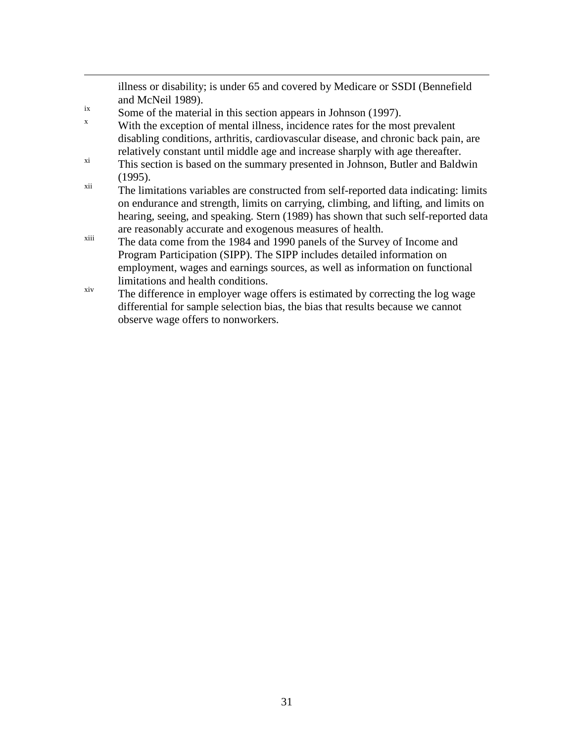illness or disability; is under 65 and covered by Medicare or SSDI (Bennefield and McNeil 1989).

[ix] Some of the material in this section appears in Johnson (1997).

[x] With the exception of mental illness, incidence rates for the most prevalent disabling conditions, arthritis, cardiovascular disease, and chronic back pain, are relatively constant until middle age and increase sharply with age thereafter.

[xi] This section is based on the summary presented in Johnson, Butler and Baldwin (1995).

[xii] The limitations variables are constructed from self-reported data indicating: limits on endurance and strength, limits on carrying, climbing, and lifting, and limits on hearing, seeing, and speaking. Stern (1989) has shown that such self-reported data are reasonably accurate and exogenous measures of health.

[xiii] The data come from the 1984 and 1990 panels of the Survey of Income and Program Participation (SIPP). The SIPP includes detailed information on employment, wages and earnings sources, as well as information on functional limitations and health conditions.

[xiv] The difference in employer wage offers is estimated by correcting the log wage differential for sample selection bias, the bias that results because we cannot observe wage offers to nonworkers.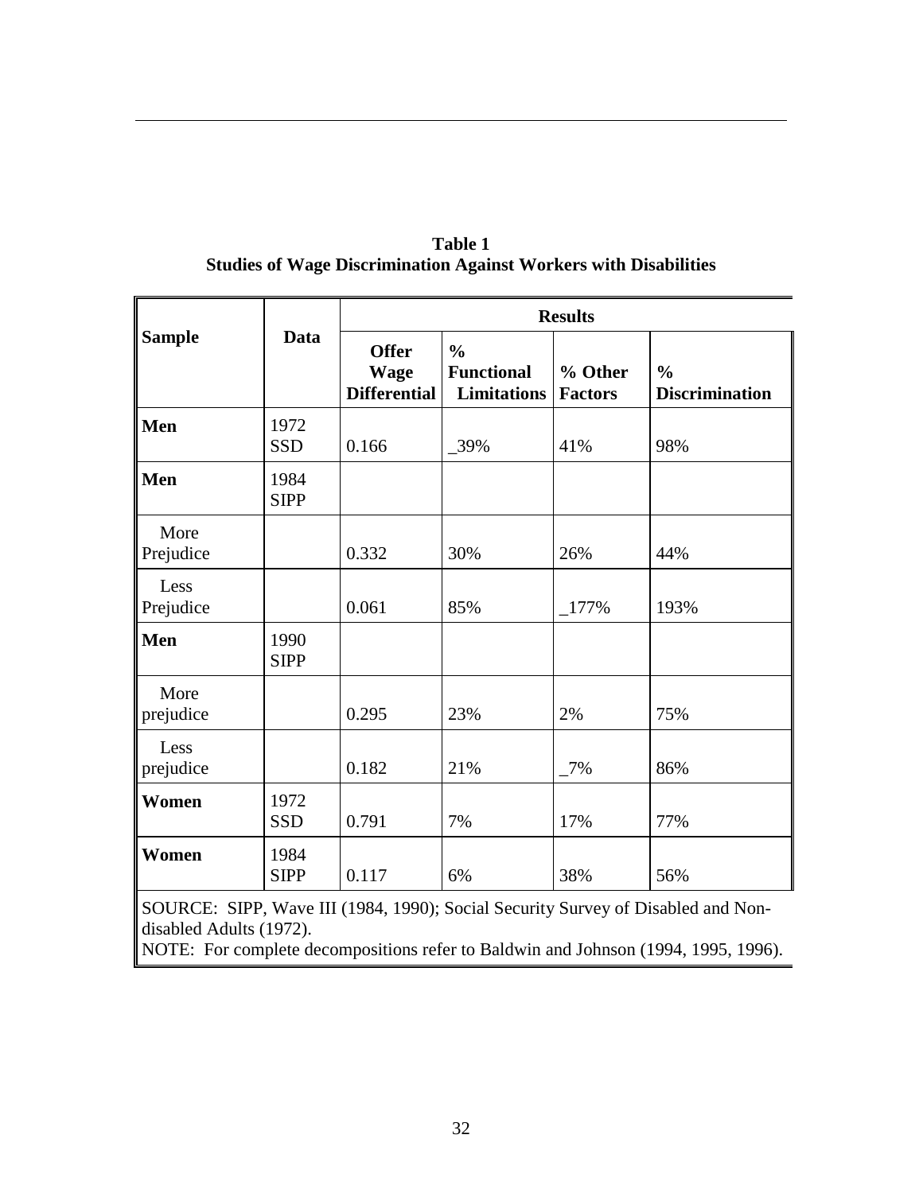**Table 1**
**Studies of Wage Discrimination Against Workers with Disabilities**

| Sample | Data | Results | | | |
|---|---|---|---|---|---|
| | | **Offer Wage Differential** | **% Functional Limitations** | **% Other Factors** | **% Discrimination** |
| **Men** | 1972 SSD | 0.166 | _39% | 41% | 98% |
| **Men** | 1984 SIPP | | | | |
| More Prejudice | | 0.332 | 30% | 26% | 44% |
| Less Prejudice | | 0.061 | 85% | _177% | 193% |
| **Men** | 1990 SIPP | | | | |
| More prejudice | | 0.295 | 23% | 2% | 75% |
| Less prejudice | | 0.182 | 21% | _7% | 86% |
| **Women** | 1972 SSD | 0.791 | 7% | 17% | 77% |
| **Women** | 1984 SIPP | 0.117 | 6% | 38% | 56% |

SOURCE: SIPP, Wave III (1984, 1990); Social Security Survey of Disabled and Non-disabled Adults (1972).

NOTE: For complete decompositions refer to Baldwin and Johnson (1994, 1995, 1996).